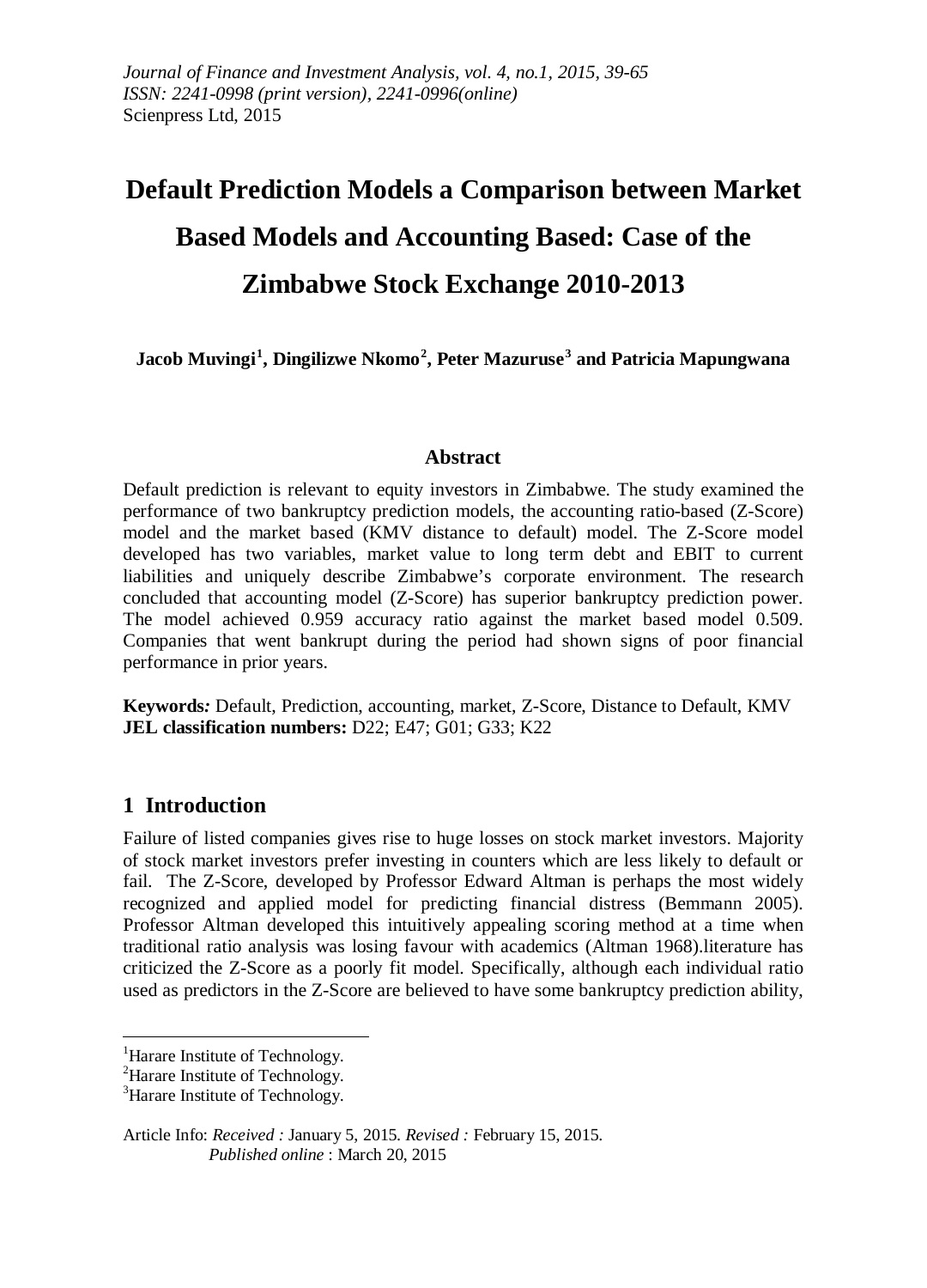*Journal of Finance and Investment Analysis, vol. 4, no.1, 2015, 39-65*
*ISSN: 2241-0998 (print version), 2241-0996(online)*
Scienpress Ltd, 2015

# Default Prediction Models a Comparison between Market Based Models and Accounting Based: Case of the Zimbabwe Stock Exchange 2010-2013

**Jacob Muvingi[1], Dingilizwe Nkomo[2], Peter Mazuruse[3] and Patricia Mapungwana**

## Abstract

Default prediction is relevant to equity investors in Zimbabwe. The study examined the performance of two bankruptcy prediction models, the accounting ratio-based (Z-Score) model and the market based (KMV distance to default) model. The Z-Score model developed has two variables, market value to long term debt and EBIT to current liabilities and uniquely describe Zimbabwe's corporate environment. The research concluded that accounting model (Z-Score) has superior bankruptcy prediction power. The model achieved 0.959 accuracy ratio against the market based model 0.509. Companies that went bankrupt during the period had shown signs of poor financial performance in prior years.

**Keywords:** Default, Prediction, accounting, market, Z-Score, Distance to Default, KMV
**JEL classification numbers:** D22; E47; G01; G33; K22

## 1 Introduction

Failure of listed companies gives rise to huge losses on stock market investors. Majority of stock market investors prefer investing in counters which are less likely to default or fail. The Z-Score, developed by Professor Edward Altman is perhaps the most widely recognized and applied model for predicting financial distress (Bemmann 2005). Professor Altman developed this intuitively appealing scoring method at a time when traditional ratio analysis was losing favour with academics (Altman 1968).literature has criticized the Z-Score as a poorly fit model. Specifically, although each individual ratio used as predictors in the Z-Score are believed to have some bankruptcy prediction ability,

---

[1]Harare Institute of Technology.
[2]Harare Institute of Technology.
[3]Harare Institute of Technology.

Article Info: *Received :* January 5, 2015. *Revised :* February 15, 2015.
*Published online* : March 20, 2015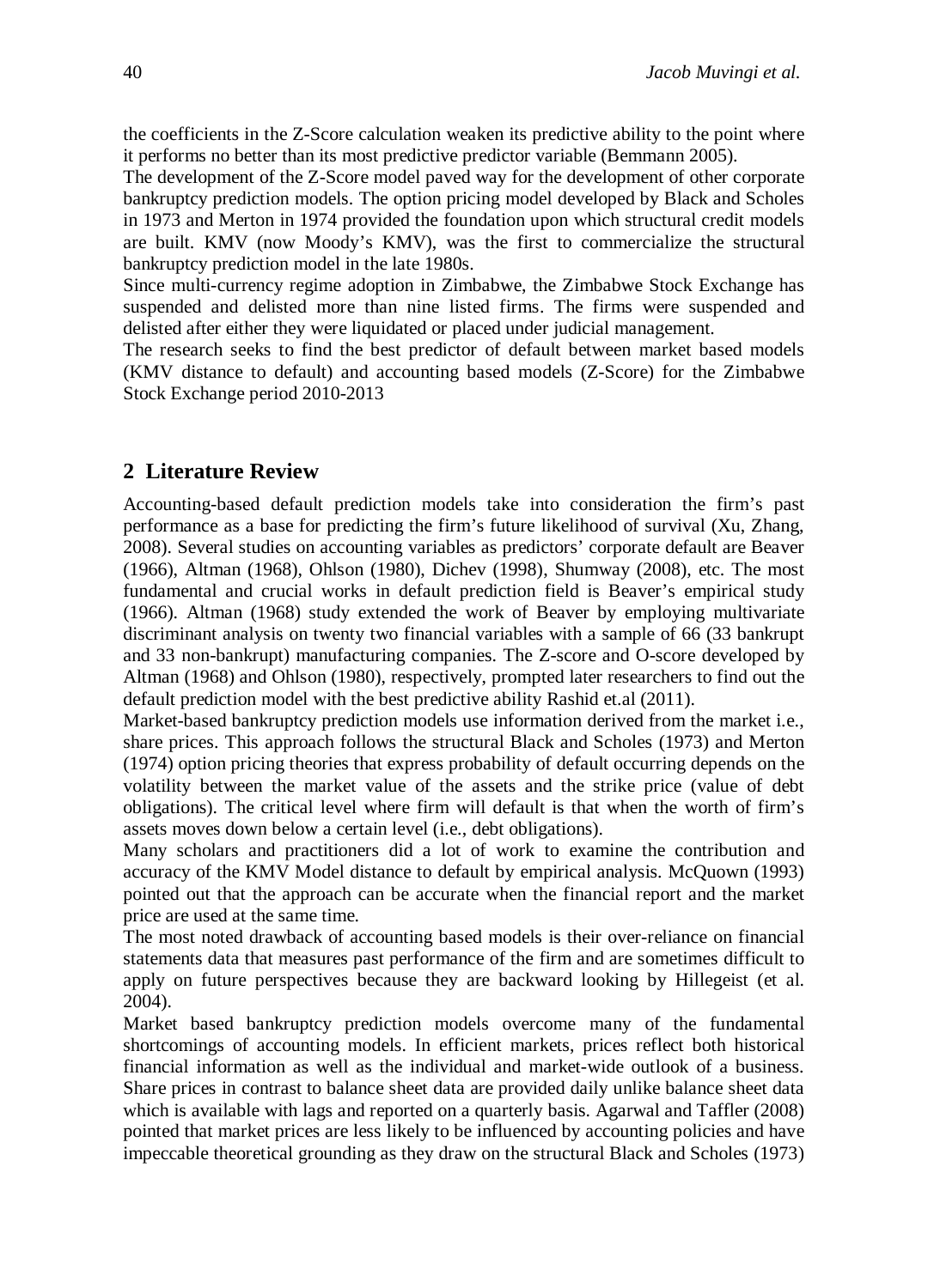the coefficients in the Z-Score calculation weaken its predictive ability to the point where it performs no better than its most predictive predictor variable (Bemmann 2005).

The development of the Z-Score model paved way for the development of other corporate bankruptcy prediction models. The option pricing model developed by Black and Scholes in 1973 and Merton in 1974 provided the foundation upon which structural credit models are built. KMV (now Moody's KMV), was the first to commercialize the structural bankruptcy prediction model in the late 1980s.

Since multi-currency regime adoption in Zimbabwe, the Zimbabwe Stock Exchange has suspended and delisted more than nine listed firms. The firms were suspended and delisted after either they were liquidated or placed under judicial management.

The research seeks to find the best predictor of default between market based models (KMV distance to default) and accounting based models (Z-Score) for the Zimbabwe Stock Exchange period 2010-2013

## 2 Literature Review

Accounting-based default prediction models take into consideration the firm's past performance as a base for predicting the firm's future likelihood of survival (Xu, Zhang, 2008). Several studies on accounting variables as predictors' corporate default are Beaver (1966), Altman (1968), Ohlson (1980), Dichev (1998), Shumway (2008), etc. The most fundamental and crucial works in default prediction field is Beaver's empirical study (1966). Altman (1968) study extended the work of Beaver by employing multivariate discriminant analysis on twenty two financial variables with a sample of 66 (33 bankrupt and 33 non-bankrupt) manufacturing companies. The Z-score and O-score developed by Altman (1968) and Ohlson (1980), respectively, prompted later researchers to find out the default prediction model with the best predictive ability Rashid et.al (2011).

Market-based bankruptcy prediction models use information derived from the market i.e., share prices. This approach follows the structural Black and Scholes (1973) and Merton (1974) option pricing theories that express probability of default occurring depends on the volatility between the market value of the assets and the strike price (value of debt obligations). The critical level where firm will default is that when the worth of firm's assets moves down below a certain level (i.e., debt obligations).

Many scholars and practitioners did a lot of work to examine the contribution and accuracy of the KMV Model distance to default by empirical analysis. McQuown (1993) pointed out that the approach can be accurate when the financial report and the market price are used at the same time.

The most noted drawback of accounting based models is their over-reliance on financial statements data that measures past performance of the firm and are sometimes difficult to apply on future perspectives because they are backward looking by Hillegeist (et al. 2004).

Market based bankruptcy prediction models overcome many of the fundamental shortcomings of accounting models. In efficient markets, prices reflect both historical financial information as well as the individual and market-wide outlook of a business. Share prices in contrast to balance sheet data are provided daily unlike balance sheet data which is available with lags and reported on a quarterly basis. Agarwal and Taffler (2008) pointed that market prices are less likely to be influenced by accounting policies and have impeccable theoretical grounding as they draw on the structural Black and Scholes (1973)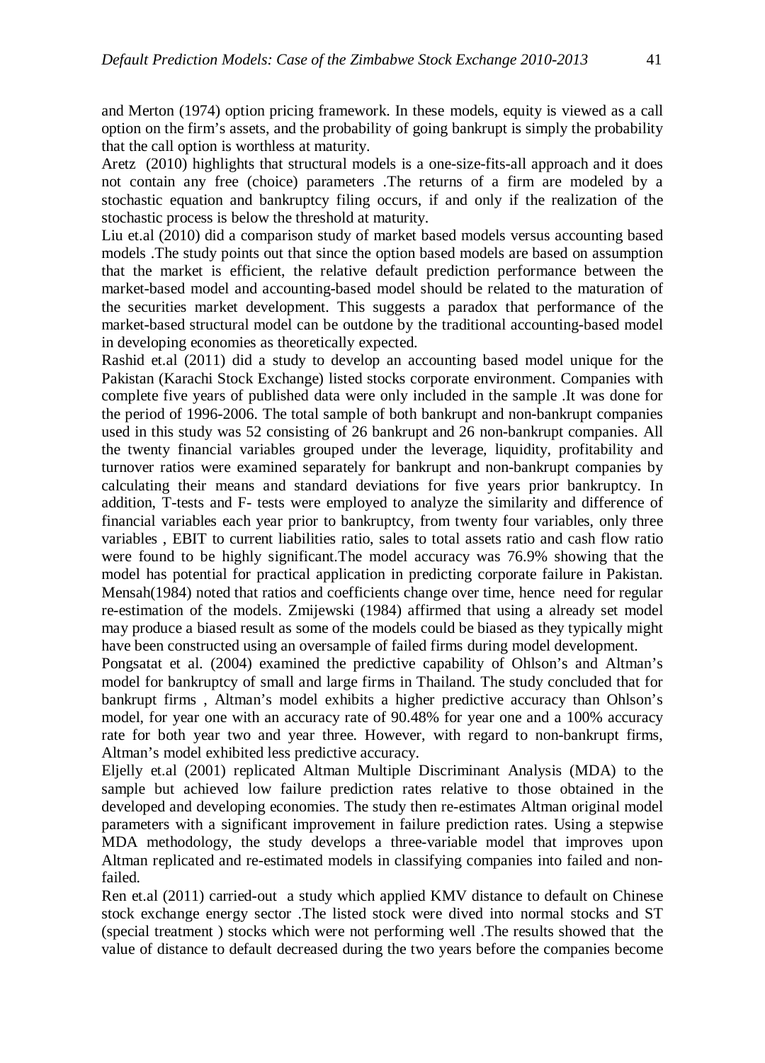and Merton (1974) option pricing framework. In these models, equity is viewed as a call option on the firm's assets, and the probability of going bankrupt is simply the probability that the call option is worthless at maturity.

Aretz (2010) highlights that structural models is a one-size-fits-all approach and it does not contain any free (choice) parameters .The returns of a firm are modeled by a stochastic equation and bankruptcy filing occurs, if and only if the realization of the stochastic process is below the threshold at maturity.

Liu et.al (2010) did a comparison study of market based models versus accounting based models .The study points out that since the option based models are based on assumption that the market is efficient, the relative default prediction performance between the market-based model and accounting-based model should be related to the maturation of the securities market development. This suggests a paradox that performance of the market-based structural model can be outdone by the traditional accounting-based model in developing economies as theoretically expected.

Rashid et.al (2011) did a study to develop an accounting based model unique for the Pakistan (Karachi Stock Exchange) listed stocks corporate environment. Companies with complete five years of published data were only included in the sample .It was done for the period of 1996-2006. The total sample of both bankrupt and non-bankrupt companies used in this study was 52 consisting of 26 bankrupt and 26 non-bankrupt companies. All the twenty financial variables grouped under the leverage, liquidity, profitability and turnover ratios were examined separately for bankrupt and non-bankrupt companies by calculating their means and standard deviations for five years prior bankruptcy. In addition, T-tests and F- tests were employed to analyze the similarity and difference of financial variables each year prior to bankruptcy, from twenty four variables, only three variables , EBIT to current liabilities ratio, sales to total assets ratio and cash flow ratio were found to be highly significant.The model accuracy was 76.9% showing that the model has potential for practical application in predicting corporate failure in Pakistan.

Mensah(1984) noted that ratios and coefficients change over time, hence need for regular re-estimation of the models. Zmijewski (1984) affirmed that using a already set model may produce a biased result as some of the models could be biased as they typically might have been constructed using an oversample of failed firms during model development.

Pongsatat et al. (2004) examined the predictive capability of Ohlson's and Altman's model for bankruptcy of small and large firms in Thailand. The study concluded that for bankrupt firms , Altman's model exhibits a higher predictive accuracy than Ohlson's model, for year one with an accuracy rate of 90.48% for year one and a 100% accuracy rate for both year two and year three. However, with regard to non-bankrupt firms, Altman's model exhibited less predictive accuracy.

Eljelly et.al (2001) replicated Altman Multiple Discriminant Analysis (MDA) to the sample but achieved low failure prediction rates relative to those obtained in the developed and developing economies. The study then re-estimates Altman original model parameters with a significant improvement in failure prediction rates. Using a stepwise MDA methodology, the study develops a three-variable model that improves upon Altman replicated and re-estimated models in classifying companies into failed and non-failed.

Ren et.al (2011) carried-out a study which applied KMV distance to default on Chinese stock exchange energy sector .The listed stock were dived into normal stocks and ST (special treatment ) stocks which were not performing well .The results showed that the value of distance to default decreased during the two years before the companies become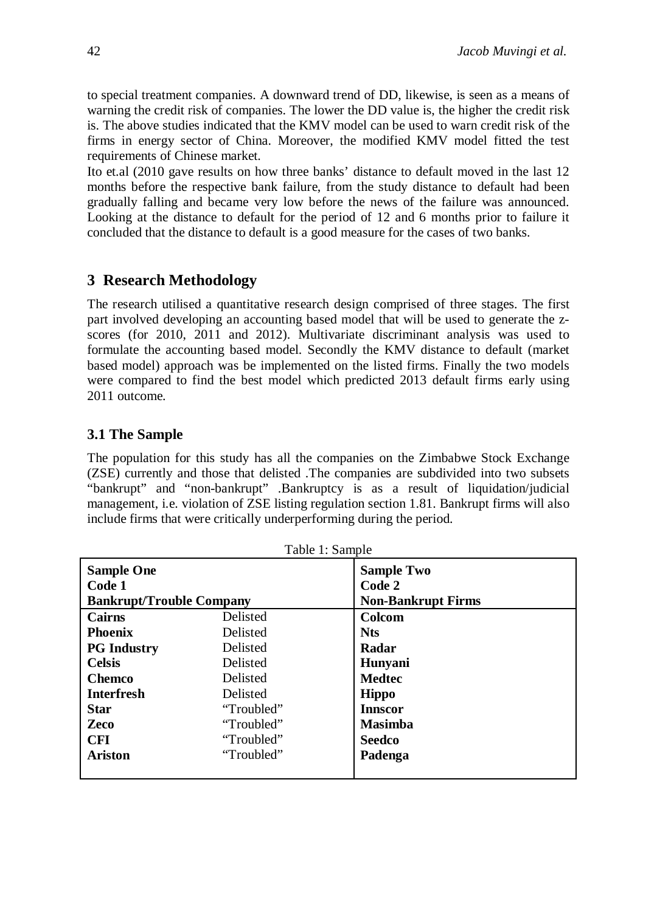to special treatment companies. A downward trend of DD, likewise, is seen as a means of warning the credit risk of companies. The lower the DD value is, the higher the credit risk is. The above studies indicated that the KMV model can be used to warn credit risk of the firms in energy sector of China. Moreover, the modified KMV model fitted the test requirements of Chinese market.

Ito et.al (2010 gave results on how three banks' distance to default moved in the last 12 months before the respective bank failure, from the study distance to default had been gradually falling and became very low before the news of the failure was announced. Looking at the distance to default for the period of 12 and 6 months prior to failure it concluded that the distance to default is a good measure for the cases of two banks.

## 3 Research Methodology

The research utilised a quantitative research design comprised of three stages. The first part involved developing an accounting based model that will be used to generate the z-scores (for 2010, 2011 and 2012). Multivariate discriminant analysis was used to formulate the accounting based model. Secondly the KMV distance to default (market based model) approach was be implemented on the listed firms. Finally the two models were compared to find the best model which predicted 2013 default firms early using 2011 outcome.

### 3.1 The Sample

The population for this study has all the companies on the Zimbabwe Stock Exchange (ZSE) currently and those that delisted .The companies are subdivided into two subsets "bankrupt" and "non-bankrupt" .Bankruptcy is as a result of liquidation/judicial management, i.e. violation of ZSE listing regulation section 1.81. Bankrupt firms will also include firms that were critically underperforming during the period.

Table 1: Sample

| **Sample One<br>Code 1<br>Bankrupt/Trouble Company** | | **Sample Two<br>Code 2<br>Non-Bankrupt Firms** |
|---|---|---|
| **Cairns** | Delisted | **Colcom** |
| **Phoenix** | Delisted | **Nts** |
| **PG Industry** | Delisted | **Radar** |
| **Celsis** | Delisted | **Hunyani** |
| **Chemco** | Delisted | **Medtec** |
| **Interfresh** | Delisted | **Hippo** |
| **Star** | "Troubled" | **Innscor** |
| **Zeco** | "Troubled" | **Masimba** |
| **CFI** | "Troubled" | **Seedco** |
| **Ariston** | "Troubled" | **Padenga** |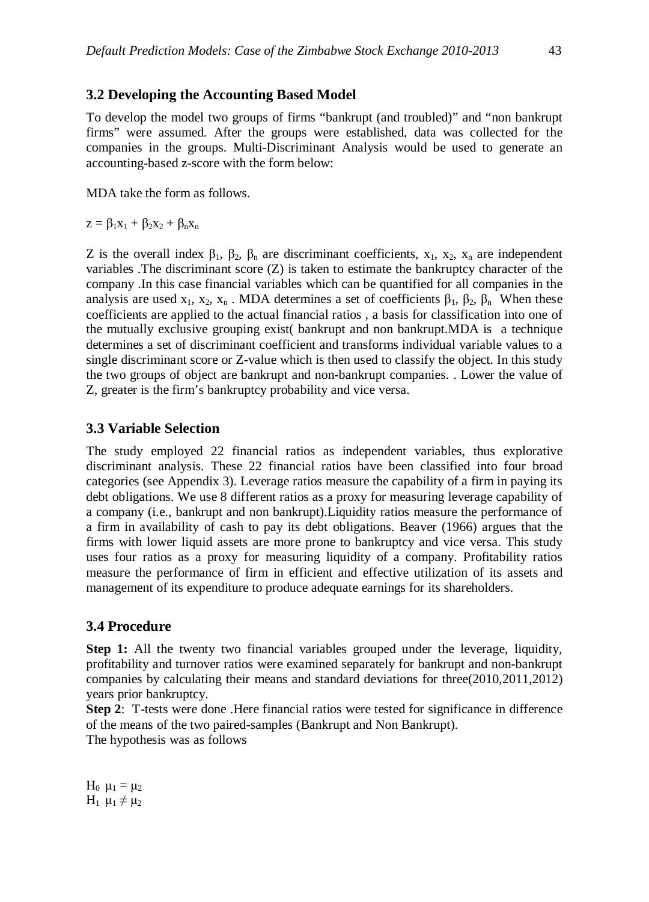### 3.2 Developing the Accounting Based Model

To develop the model two groups of firms "bankrupt (and troubled)" and "non bankrupt firms" were assumed. After the groups were established, data was collected for the companies in the groups. Multi-Discriminant Analysis would be used to generate an accounting-based z-score with the form below:

MDA take the form as follows.

$z = \beta_1 x_1 + \beta_2 x_2 + \beta_n x_n$

Z is the overall index $\beta_1$, $\beta_2$, $\beta_n$ are discriminant coefficients, $x_1$, $x_2$, $x_n$ are independent variables .The discriminant score (Z) is taken to estimate the bankruptcy character of the company .In this case financial variables which can be quantified for all companies in the analysis are used $x_1$, $x_2$, $x_n$ . MDA determines a set of coefficients $\beta_1$, $\beta_2$, $\beta_n$ When these coefficients are applied to the actual financial ratios , a basis for classification into one of the mutually exclusive grouping exist( bankrupt and non bankrupt.MDA is a technique determines a set of discriminant coefficient and transforms individual variable values to a single discriminant score or Z-value which is then used to classify the object. In this study the two groups of object are bankrupt and non-bankrupt companies. . Lower the value of Z, greater is the firm's bankruptcy probability and vice versa.

### 3.3 Variable Selection

The study employed 22 financial ratios as independent variables, thus explorative discriminant analysis. These 22 financial ratios have been classified into four broad categories (see Appendix 3). Leverage ratios measure the capability of a firm in paying its debt obligations. We use 8 different ratios as a proxy for measuring leverage capability of a company (i.e., bankrupt and non bankrupt).Liquidity ratios measure the performance of a firm in availability of cash to pay its debt obligations. Beaver (1966) argues that the firms with lower liquid assets are more prone to bankruptcy and vice versa. This study uses four ratios as a proxy for measuring liquidity of a company. Profitability ratios measure the performance of firm in efficient and effective utilization of its assets and management of its expenditure to produce adequate earnings for its shareholders.

### 3.4 Procedure

**Step 1:** All the twenty two financial variables grouped under the leverage, liquidity, profitability and turnover ratios were examined separately for bankrupt and non-bankrupt companies by calculating their means and standard deviations for three(2010,2011,2012) years prior bankruptcy.

**Step 2**: T-tests were done .Here financial ratios were tested for significance in difference of the means of the two paired-samples (Bankrupt and Non Bankrupt).

The hypothesis was as follows

$H_0 \ \mu_1 = \mu_2$

$H_1 \ \mu_1 \neq \mu_2$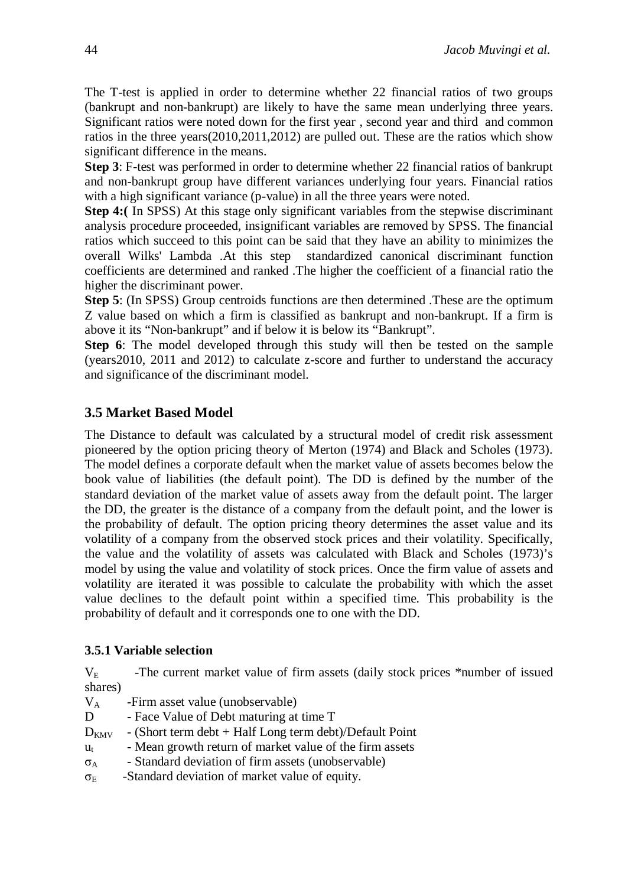The T-test is applied in order to determine whether 22 financial ratios of two groups (bankrupt and non-bankrupt) are likely to have the same mean underlying three years. Significant ratios were noted down for the first year , second year and third and common ratios in the three years(2010,2011,2012) are pulled out. These are the ratios which show significant difference in the means.

**Step 3**: F-test was performed in order to determine whether 22 financial ratios of bankrupt and non-bankrupt group have different variances underlying four years. Financial ratios with a high significant variance (p-value) in all the three years were noted.

**Step 4:(** In SPSS) At this stage only significant variables from the stepwise discriminant analysis procedure proceeded, insignificant variables are removed by SPSS. The financial ratios which succeed to this point can be said that they have an ability to minimizes the overall Wilks' Lambda .At this step standardized canonical discriminant function coefficients are determined and ranked .The higher the coefficient of a financial ratio the higher the discriminant power.

**Step 5**: (In SPSS) Group centroids functions are then determined .These are the optimum Z value based on which a firm is classified as bankrupt and non-bankrupt. If a firm is above it its "Non-bankrupt" and if below it is below its "Bankrupt".

**Step 6**: The model developed through this study will then be tested on the sample (years2010, 2011 and 2012) to calculate z-score and further to understand the accuracy and significance of the discriminant model.

## 3.5 Market Based Model

The Distance to default was calculated by a structural model of credit risk assessment pioneered by the option pricing theory of Merton (1974) and Black and Scholes (1973). The model defines a corporate default when the market value of assets becomes below the book value of liabilities (the default point). The DD is defined by the number of the standard deviation of the market value of assets away from the default point. The larger the DD, the greater is the distance of a company from the default point, and the lower is the probability of default. The option pricing theory determines the asset value and its volatility of a company from the observed stock prices and their volatility. Specifically, the value and the volatility of assets was calculated with Black and Scholes (1973)'s model by using the value and volatility of stock prices. Once the firm value of assets and volatility are iterated it was possible to calculate the probability with which the asset value declines to the default point within a specified time. This probability is the probability of default and it corresponds one to one with the DD.

### 3.5.1 Variable selection

$V_E$ -The current market value of firm assets (daily stock prices *number of issued shares)

$V_A$ -Firm asset value (unobservable)

D - Face Value of Debt maturing at time T

$D_{KMV}$ - (Short term debt + Half Long term debt)/Default Point

$u_t$ - Mean growth return of market value of the firm assets

$\sigma_A$ - Standard deviation of firm assets (unobservable)

$\sigma_E$ -Standard deviation of market value of equity.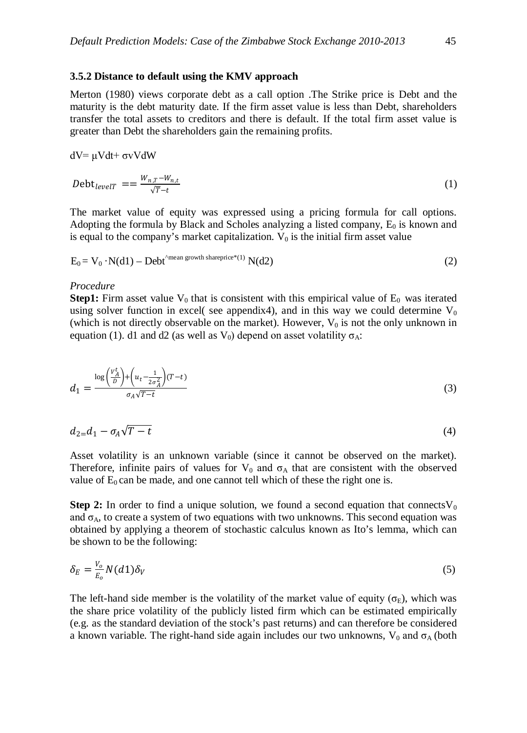### 3.5.2 Distance to default using the KMV approach

Merton (1980) views corporate debt as a call option .The Strike price is Debt and the maturity is the debt maturity date. If the firm asset value is less than Debt, shareholders transfer the total assets to creditors and there is default. If the total firm asset value is greater than Debt the shareholders gain the remaining profits.

$dV = \mu V dt + \sigma v V dW$

$$Debt_{levelT} == \frac{W_{n,T} - W_{n,t}}{\sqrt{T-t}} \tag{1}$$

The market value of equity was expressed using a pricing formula for call options. Adopting the formula by Black and Scholes analyzing a listed company, $E_0$ is known and is equal to the company's market capitalization. $V_0$ is the initial firm asset value

$$E_0 = V_0 \cdot N(d1) - Debt^{\wedge \text{mean growth shareprice}*(1)} N(d2) \tag{2}$$

*Procedure*

**Step1:** Firm asset value $V_0$ that is consistent with this empirical value of $E_0$ was iterated using solver function in excel( see appendix4), and in this way we could determine $V_0$ (which is not directly observable on the market). However, $V_0$ is not the only unknown in equation (1). d1 and d2 (as well as $V_0$) depend on asset volatility $\sigma_A$:

$$d_1 = \frac{\log\left(\frac{V_A^t}{D}\right) + \left(u_t - \frac{1}{2\sigma_A^2}\right)(T-t)}{\sigma_A\sqrt{T-t}} \tag{3}$$

$$d_2 = d_1 - \sigma_A\sqrt{T-t} \tag{4}$$

Asset volatility is an unknown variable (since it cannot be observed on the market). Therefore, infinite pairs of values for $V_0$ and $\sigma_A$ that are consistent with the observed value of $E_0$ can be made, and one cannot tell which of these the right one is.

**Step 2:** In order to find a unique solution, we found a second equation that connects$V_0$ and $\sigma_A$, to create a system of two equations with two unknowns. This second equation was obtained by applying a theorem of stochastic calculus known as Ito's lemma, which can be shown to be the following:

$$\delta_E = \frac{V_o}{E_o} N(d1)\delta_V \tag{5}$$

The left-hand side member is the volatility of the market value of equity ($\sigma_E$), which was the share price volatility of the publicly listed firm which can be estimated empirically (e.g. as the standard deviation of the stock's past returns) and can therefore be considered a known variable. The right-hand side again includes our two unknowns, $V_0$ and $\sigma_A$ (both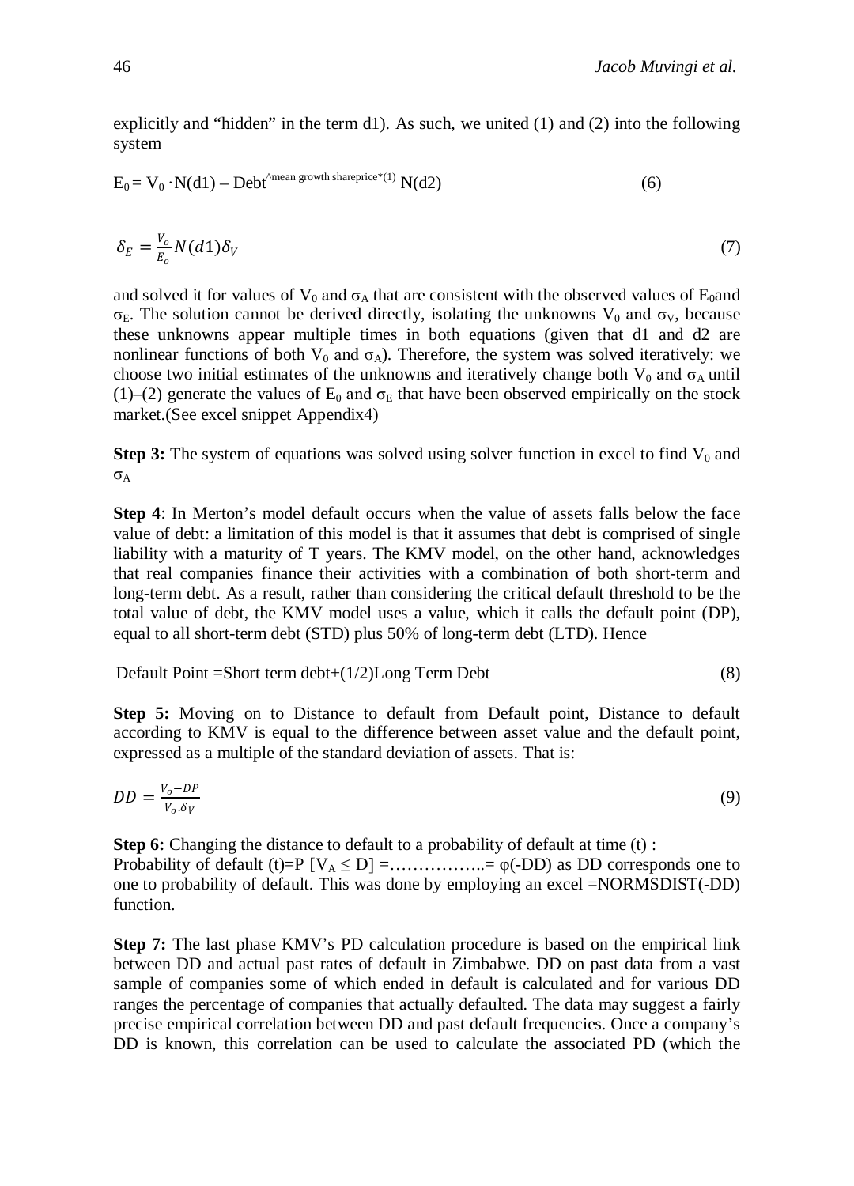explicitly and "hidden" in the term d1). As such, we united (1) and (2) into the following system

$$E_0 = V_0 \cdot N(d1) - Debt^{\text{mean growth shareprice*(1)}} N(d2) \tag{6}$$

$$\delta_E = \frac{V_o}{E_o} N(d1)\delta_V \tag{7}$$

and solved it for values of $V_0$ and $\sigma_A$ that are consistent with the observed values of $E_0$and $\sigma_E$. The solution cannot be derived directly, isolating the unknowns $V_0$ and $\sigma_V$, because these unknowns appear multiple times in both equations (given that d1 and d2 are nonlinear functions of both $V_0$ and $\sigma_A$). Therefore, the system was solved iteratively: we choose two initial estimates of the unknowns and iteratively change both $V_0$ and $\sigma_A$ until (1)–(2) generate the values of $E_0$ and $\sigma_E$ that have been observed empirically on the stock market.(See excel snippet Appendix4)

**Step 3:** The system of equations was solved using solver function in excel to find $V_0$ and $\sigma_A$

**Step 4**: In Merton's model default occurs when the value of assets falls below the face value of debt: a limitation of this model is that it assumes that debt is comprised of single liability with a maturity of T years. The KMV model, on the other hand, acknowledges that real companies finance their activities with a combination of both short-term and long-term debt. As a result, rather than considering the critical default threshold to be the total value of debt, the KMV model uses a value, which it calls the default point (DP), equal to all short-term debt (STD) plus 50% of long-term debt (LTD). Hence

$$\text{Default Point} = \text{Short term debt} + (1/2)\text{Long Term Debt} \tag{8}$$

**Step 5:** Moving on to Distance to default from Default point, Distance to default according to KMV is equal to the difference between asset value and the default point, expressed as a multiple of the standard deviation of assets. That is:

$$DD = \frac{V_o - DP}{V_o . \delta_V} \tag{9}$$

**Step 6:** Changing the distance to default to a probability of default at time (t) :
Probability of default (t)=P $[V_A \leq D]$ =……………..= $\varphi$(-DD) as DD corresponds one to one to probability of default. This was done by employing an excel =NORMSDIST(-DD) function.

**Step 7:** The last phase KMV's PD calculation procedure is based on the empirical link between DD and actual past rates of default in Zimbabwe. DD on past data from a vast sample of companies some of which ended in default is calculated and for various DD ranges the percentage of companies that actually defaulted. The data may suggest a fairly precise empirical correlation between DD and past default frequencies. Once a company's DD is known, this correlation can be used to calculate the associated PD (which the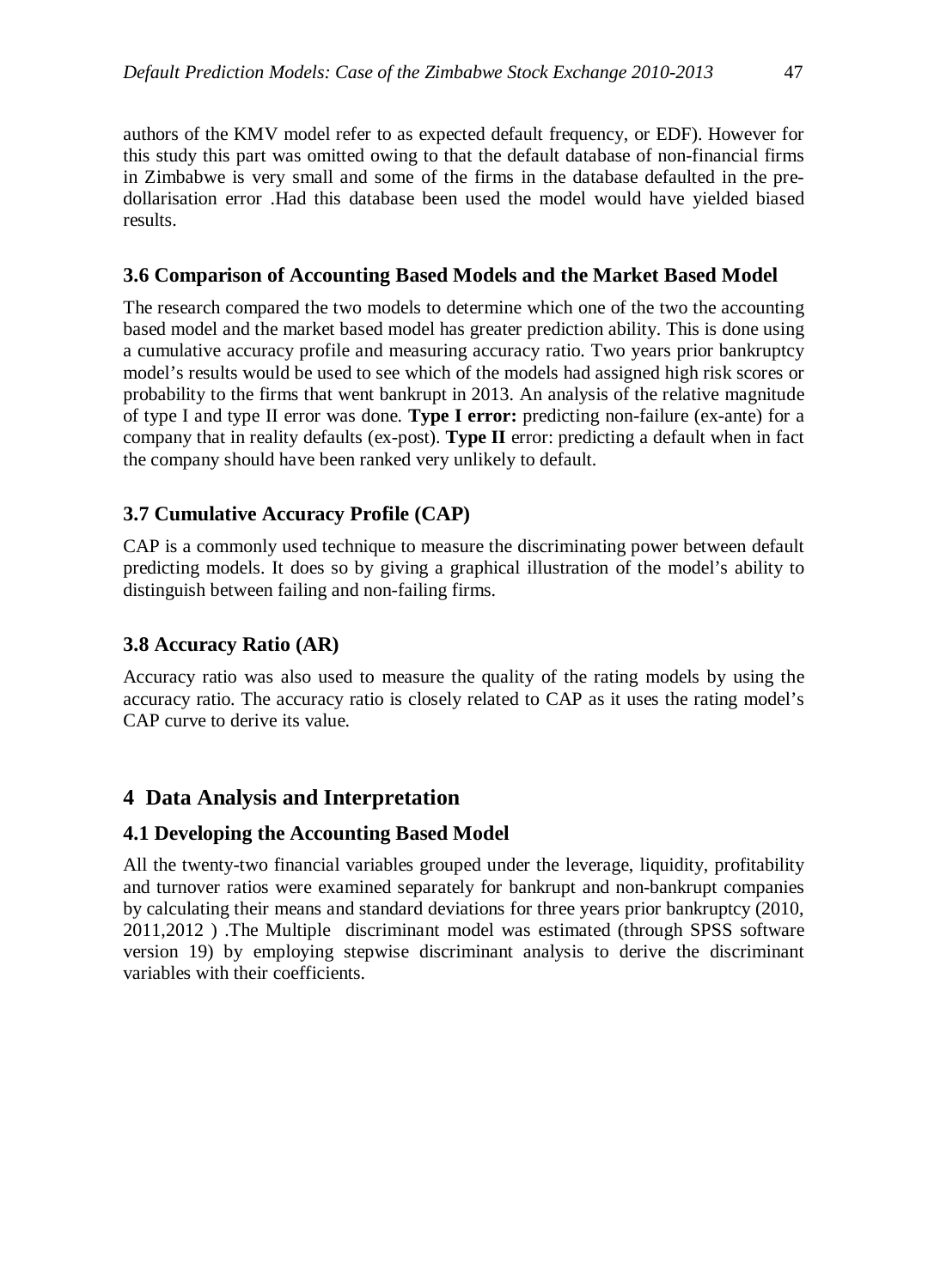authors of the KMV model refer to as expected default frequency, or EDF). However for this study this part was omitted owing to that the default database of non-financial firms in Zimbabwe is very small and some of the firms in the database defaulted in the pre-dollarisation error .Had this database been used the model would have yielded biased results.

### 3.6 Comparison of Accounting Based Models and the Market Based Model

The research compared the two models to determine which one of the two the accounting based model and the market based model has greater prediction ability. This is done using a cumulative accuracy profile and measuring accuracy ratio. Two years prior bankruptcy model's results would be used to see which of the models had assigned high risk scores or probability to the firms that went bankrupt in 2013. An analysis of the relative magnitude of type I and type II error was done. **Type I error:** predicting non-failure (ex-ante) for a company that in reality defaults (ex-post). **Type II** error: predicting a default when in fact the company should have been ranked very unlikely to default.

### 3.7 Cumulative Accuracy Profile (CAP)

CAP is a commonly used technique to measure the discriminating power between default predicting models. It does so by giving a graphical illustration of the model's ability to distinguish between failing and non-failing firms.

### 3.8 Accuracy Ratio (AR)

Accuracy ratio was also used to measure the quality of the rating models by using the accuracy ratio. The accuracy ratio is closely related to CAP as it uses the rating model's CAP curve to derive its value.

## 4 Data Analysis and Interpretation

### 4.1 Developing the Accounting Based Model

All the twenty-two financial variables grouped under the leverage, liquidity, profitability and turnover ratios were examined separately for bankrupt and non-bankrupt companies by calculating their means and standard deviations for three years prior bankruptcy (2010, 2011,2012 ) .The Multiple discriminant model was estimated (through SPSS software version 19) by employing stepwise discriminant analysis to derive the discriminant variables with their coefficients.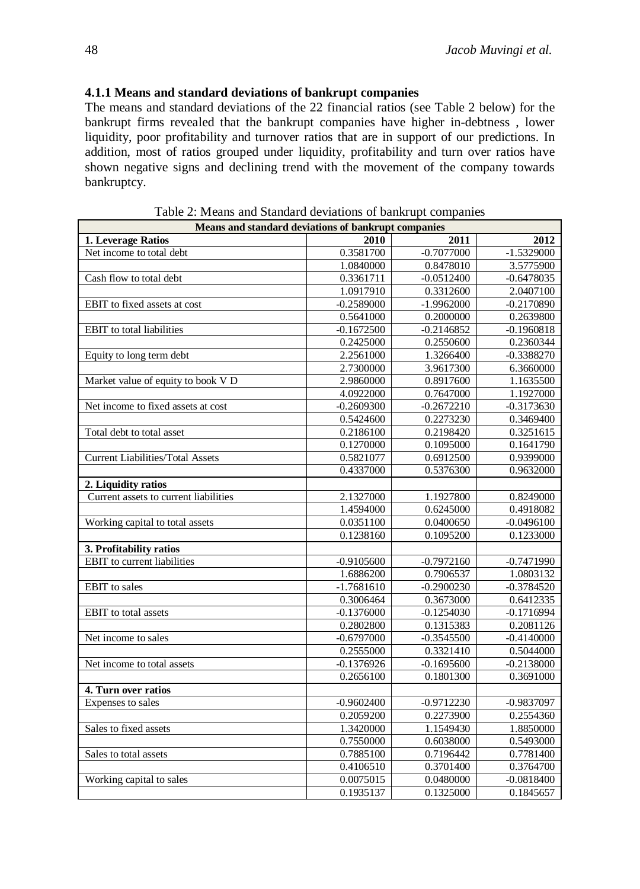### 4.1.1 Means and standard deviations of bankrupt companies

The means and standard deviations of the 22 financial ratios (see Table 2 below) for the bankrupt firms revealed that the bankrupt companies have higher in-debtness , lower liquidity, poor profitability and turnover ratios that are in support of our predictions. In addition, most of ratios grouped under liquidity, profitability and turn over ratios have shown negative signs and declining trend with the movement of the company towards bankruptcy.

Table 2: Means and Standard deviations of bankrupt companies

| Means and standard deviations of bankrupt companies | | | |
|---|---|---|---|
| **1. Leverage Ratios** | **2010** | **2011** | **2012** |
| Net income to total debt | 0.3581700 | -0.7077000 | -1.5329000 |
| | 1.0840000 | 0.8478010 | 3.5775900 |
| Cash flow to total debt | 0.3361711 | -0.0512400 | -0.6478035 |
| | 1.0917910 | 0.3312600 | 2.0407100 |
| EBIT to fixed assets at cost | -0.2589000 | -1.9962000 | -0.2170890 |
| | 0.5641000 | 0.2000000 | 0.2639800 |
| EBIT to total liabilities | -0.1672500 | -0.2146852 | -0.1960818 |
| | 0.2425000 | 0.2550600 | 0.2360344 |
| Equity to long term debt | 2.2561000 | 1.3266400 | -0.3388270 |
| | 2.7300000 | 3.9617300 | 6.3660000 |
| Market value of equity to book V D | 2.9860000 | 0.8917600 | 1.1635500 |
| | 4.0922000 | 0.7647000 | 1.1927000 |
| Net income to fixed assets at cost | -0.2609300 | -0.2672210 | -0.3173630 |
| | 0.5424600 | 0.2273230 | 0.3469400 |
| Total debt to total asset | 0.2186100 | 0.2198420 | 0.3251615 |
| | 0.1270000 | 0.1095000 | 0.1641790 |
| Current Liabilities/Total Assets | 0.5821077 | 0.6912500 | 0.9399000 |
| | 0.4337000 | 0.5376300 | 0.9632000 |
| **2. Liquidity ratios** | | | |
| Current assets to current liabilities | 2.1327000 | 1.1927800 | 0.8249000 |
| | 1.4594000 | 0.6245000 | 0.4918082 |
| Working capital to total assets | 0.0351100 | 0.0400650 | -0.0496100 |
| | 0.1238160 | 0.1095200 | 0.1233000 |
| **3. Profitability ratios** | | | |
| EBIT to current liabilities | -0.9105600 | -0.7972160 | -0.7471990 |
| | 1.6886200 | 0.7906537 | 1.0803132 |
| EBIT to sales | -1.7681610 | -0.2900230 | -0.3784520 |
| | 0.3006464 | 0.3673000 | 0.6412335 |
| EBIT to total assets | -0.1376000 | -0.1254030 | -0.1716994 |
| | 0.2802800 | 0.1315383 | 0.2081126 |
| Net income to sales | -0.6797000 | -0.3545500 | -0.4140000 |
| | 0.2555000 | 0.3321410 | 0.5044000 |
| Net income to total assets | -0.1376926 | -0.1695600 | -0.2138000 |
| | 0.2656100 | 0.1801300 | 0.3691000 |
| **4. Turn over ratios** | | | |
| Expenses to sales | -0.9602400 | -0.9712230 | -0.9837097 |
| | 0.2059200 | 0.2273900 | 0.2554360 |
| Sales to fixed assets | 1.3420000 | 1.1549430 | 1.8850000 |
| | 0.7550000 | 0.6038000 | 0.5493000 |
| Sales to total assets | 0.7885100 | 0.7196442 | 0.7781400 |
| | 0.4106510 | 0.3701400 | 0.3764700 |
| Working capital to sales | 0.0075015 | 0.0480000 | -0.0818400 |
| | 0.1935137 | 0.1325000 | 0.1845657 |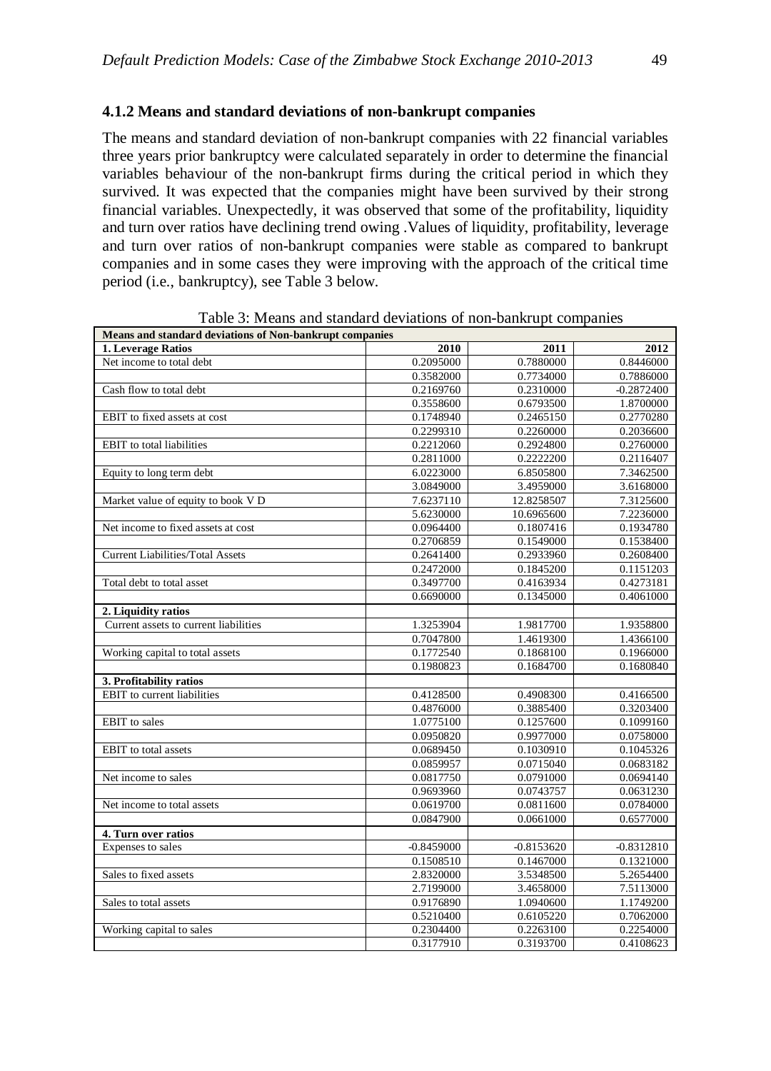### 4.1.2 Means and standard deviations of non-bankrupt companies

The means and standard deviation of non-bankrupt companies with 22 financial variables three years prior bankruptcy were calculated separately in order to determine the financial variables behaviour of the non-bankrupt firms during the critical period in which they survived. It was expected that the companies might have been survived by their strong financial variables. Unexpectedly, it was observed that some of the profitability, liquidity and turn over ratios have declining trend owing .Values of liquidity, profitability, leverage and turn over ratios of non-bankrupt companies were stable as compared to bankrupt companies and in some cases they were improving with the approach of the critical time period (i.e., bankruptcy), see Table 3 below.

Table 3: Means and standard deviations of non-bankrupt companies

| Means and standard deviations of Non-bankrupt companies | | | |
|---|---|---|---|
| **1. Leverage Ratios** | **2010** | **2011** | **2012** |
| Net income to total debt | 0.2095000 | 0.7880000 | 0.8446000 |
| | 0.3582000 | 0.7734000 | 0.7886000 |
| Cash flow to total debt | 0.2169760 | 0.2310000 | -0.2872400 |
| | 0.3558600 | 0.6793500 | 1.8700000 |
| EBIT to fixed assets at cost | 0.1748940 | 0.2465150 | 0.2770280 |
| | 0.2299310 | 0.2260000 | 0.2036600 |
| EBIT to total liabilities | 0.2212060 | 0.2924800 | 0.2760000 |
| | 0.2811000 | 0.2222200 | 0.2116407 |
| Equity to long term debt | 6.0223000 | 6.8505800 | 7.3462500 |
| | 3.0849000 | 3.4959000 | 3.6168000 |
| Market value of equity to book V D | 7.6237110 | 12.8258507 | 7.3125600 |
| | 5.6230000 | 10.6965600 | 7.2236000 |
| Net income to fixed assets at cost | 0.0964400 | 0.1807416 | 0.1934780 |
| | 0.2706859 | 0.1549000 | 0.1538400 |
| Current Liabilities/Total Assets | 0.2641400 | 0.2933960 | 0.2608400 |
| | 0.2472000 | 0.1845200 | 0.1151203 |
| Total debt to total asset | 0.3497700 | 0.4163934 | 0.4273181 |
| | 0.6690000 | 0.1345000 | 0.4061000 |
| **2. Liquidity ratios** | | | |
| Current assets to current liabilities | 1.3253904 | 1.9817700 | 1.9358800 |
| | 0.7047800 | 1.4619300 | 1.4366100 |
| Working capital to total assets | 0.1772540 | 0.1868100 | 0.1966000 |
| | 0.1980823 | 0.1684700 | 0.1680840 |
| **3. Profitability ratios** | | | |
| EBIT to current liabilities | 0.4128500 | 0.4908300 | 0.4166500 |
| | 0.4876000 | 0.3885400 | 0.3203400 |
| EBIT to sales | 1.0775100 | 0.1257600 | 0.1099160 |
| | 0.0950820 | 0.9977000 | 0.0758000 |
| EBIT to total assets | 0.0689450 | 0.1030910 | 0.1045326 |
| | 0.0859957 | 0.0715040 | 0.0683182 |
| Net income to sales | 0.0817750 | 0.0791000 | 0.0694140 |
| | 0.9693960 | 0.0743757 | 0.0631230 |
| Net income to total assets | 0.0619700 | 0.0811600 | 0.0784000 |
| | 0.0847900 | 0.0661000 | 0.6577000 |
| **4. Turn over ratios** | | | |
| Expenses to sales | -0.8459000 | -0.8153620 | -0.8312810 |
| | 0.1508510 | 0.1467000 | 0.1321000 |
| Sales to fixed assets | 2.8320000 | 3.5348500 | 5.2654400 |
| | 2.7199000 | 3.4658000 | 7.5113000 |
| Sales to total assets | 0.9176890 | 1.0940600 | 1.1749200 |
| | 0.5210400 | 0.6105220 | 0.7062000 |
| Working capital to sales | 0.2304400 | 0.2263100 | 0.2254000 |
| | 0.3177910 | 0.3193700 | 0.4108623 |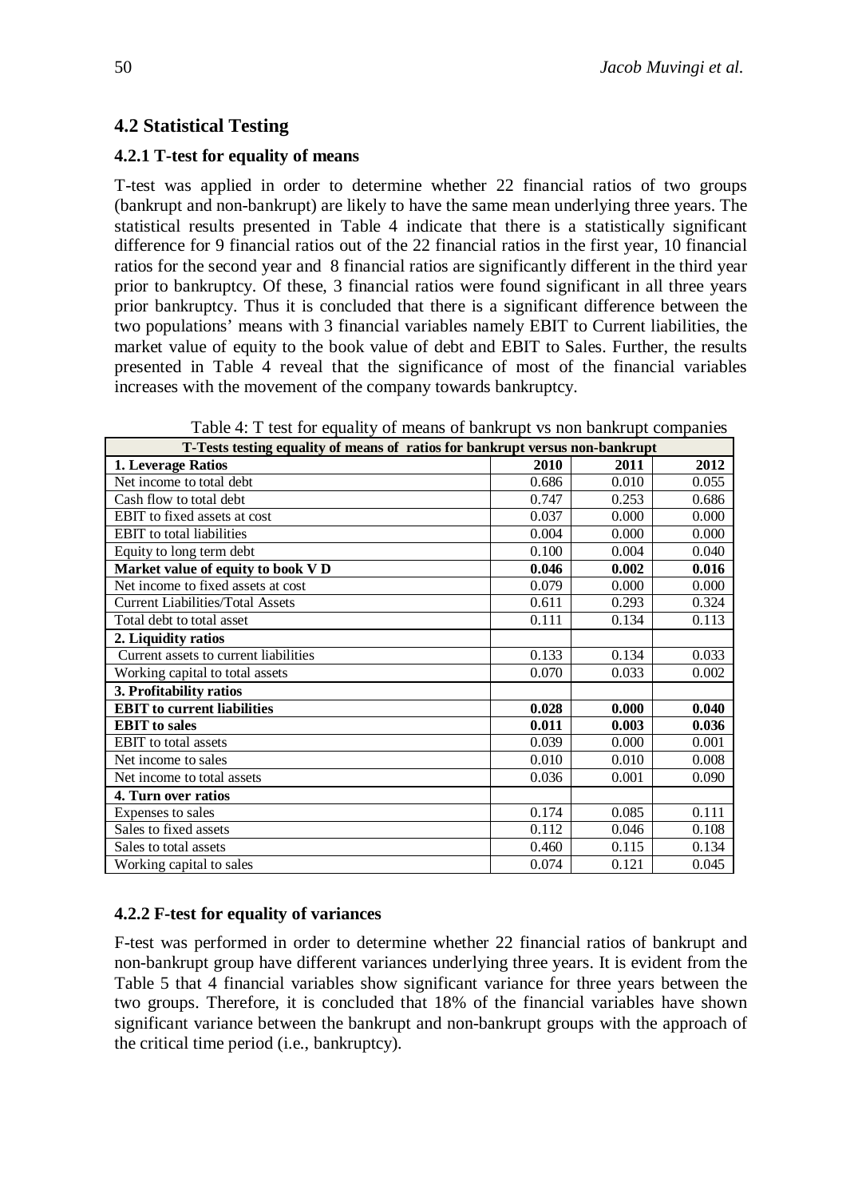## 4.2 Statistical Testing

### 4.2.1 T-test for equality of means

T-test was applied in order to determine whether 22 financial ratios of two groups (bankrupt and non-bankrupt) are likely to have the same mean underlying three years. The statistical results presented in Table 4 indicate that there is a statistically significant difference for 9 financial ratios out of the 22 financial ratios in the first year, 10 financial ratios for the second year and 8 financial ratios are significantly different in the third year prior to bankruptcy. Of these, 3 financial ratios were found significant in all three years prior bankruptcy. Thus it is concluded that there is a significant difference between the two populations' means with 3 financial variables namely EBIT to Current liabilities, the market value of equity to the book value of debt and EBIT to Sales. Further, the results presented in Table 4 reveal that the significance of most of the financial variables increases with the movement of the company towards bankruptcy.

Table 4: T test for equality of means of bankrupt vs non bankrupt companies

| T-Tests testing equality of means of ratios for bankrupt versus non-bankrupt | | | |
|---|---|---|---|
| **1. Leverage Ratios** | **2010** | **2011** | **2012** |
| Net income to total debt | 0.686 | 0.010 | 0.055 |
| Cash flow to total debt | 0.747 | 0.253 | 0.686 |
| EBIT to fixed assets at cost | 0.037 | 0.000 | 0.000 |
| EBIT to total liabilities | 0.004 | 0.000 | 0.000 |
| Equity to long term debt | 0.100 | 0.004 | 0.040 |
| **Market value of equity to book V D** | **0.046** | **0.002** | **0.016** |
| Net income to fixed assets at cost | 0.079 | 0.000 | 0.000 |
| Current Liabilities/Total Assets | 0.611 | 0.293 | 0.324 |
| Total debt to total asset | 0.111 | 0.134 | 0.113 |
| **2. Liquidity ratios** | | | |
| Current assets to current liabilities | 0.133 | 0.134 | 0.033 |
| Working capital to total assets | 0.070 | 0.033 | 0.002 |
| **3. Profitability ratios** | | | |
| **EBIT to current liabilities** | **0.028** | **0.000** | **0.040** |
| **EBIT to sales** | **0.011** | **0.003** | **0.036** |
| EBIT to total assets | 0.039 | 0.000 | 0.001 |
| Net income to sales | 0.010 | 0.010 | 0.008 |
| Net income to total assets | 0.036 | 0.001 | 0.090 |
| **4. Turn over ratios** | | | |
| Expenses to sales | 0.174 | 0.085 | 0.111 |
| Sales to fixed assets | 0.112 | 0.046 | 0.108 |
| Sales to total assets | 0.460 | 0.115 | 0.134 |
| Working capital to sales | 0.074 | 0.121 | 0.045 |

### 4.2.2 F-test for equality of variances

F-test was performed in order to determine whether 22 financial ratios of bankrupt and non-bankrupt group have different variances underlying three years. It is evident from the Table 5 that 4 financial variables show significant variance for three years between the two groups. Therefore, it is concluded that 18% of the financial variables have shown significant variance between the bankrupt and non-bankrupt groups with the approach of the critical time period (i.e., bankruptcy).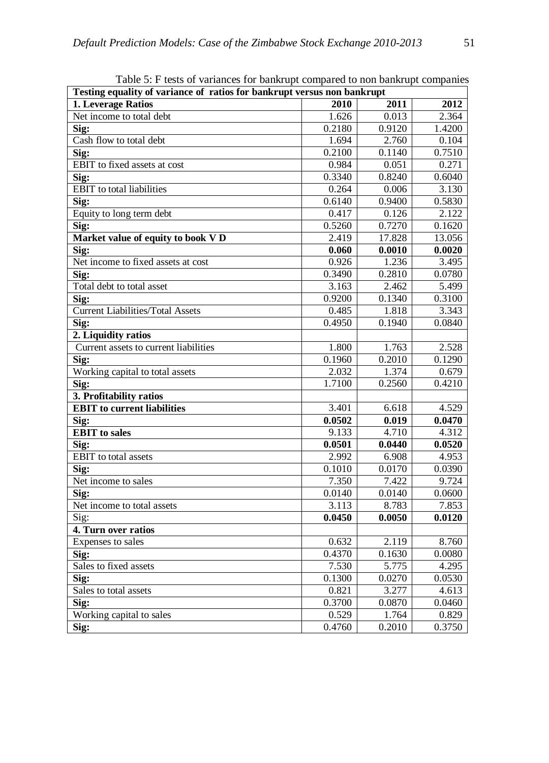Table 5: F tests of variances for bankrupt compared to non bankrupt companies

| Testing equality of variance of ratios for bankrupt versus non bankrupt | | | |
|---|---|---|---|
| **1. Leverage Ratios** | **2010** | **2011** | **2012** |
| Net income to total debt | 1.626 | 0.013 | 2.364 |
| **Sig:** | 0.2180 | 0.9120 | 1.4200 |
| Cash flow to total debt | 1.694 | 2.760 | 0.104 |
| **Sig:** | 0.2100 | 0.1140 | 0.7510 |
| EBIT to fixed assets at cost | 0.984 | 0.051 | 0.271 |
| **Sig:** | 0.3340 | 0.8240 | 0.6040 |
| EBIT to total liabilities | 0.264 | 0.006 | 3.130 |
| **Sig:** | 0.6140 | 0.9400 | 0.5830 |
| Equity to long term debt | 0.417 | 0.126 | 2.122 |
| **Sig:** | 0.5260 | 0.7270 | 0.1620 |
| **Market value of equity to book V D** | 2.419 | 17.828 | 13.056 |
| **Sig:** | **0.060** | **0.0010** | **0.0020** |
| Net income to fixed assets at cost | 0.926 | 1.236 | 3.495 |
| **Sig:** | 0.3490 | 0.2810 | 0.0780 |
| Total debt to total asset | 3.163 | 2.462 | 5.499 |
| **Sig:** | 0.9200 | 0.1340 | 0.3100 |
| Current Liabilities/Total Assets | 0.485 | 1.818 | 3.343 |
| **Sig:** | 0.4950 | 0.1940 | 0.0840 |
| **2. Liquidity ratios** | | | |
| Current assets to current liabilities | 1.800 | 1.763 | 2.528 |
| **Sig:** | 0.1960 | 0.2010 | 0.1290 |
| Working capital to total assets | 2.032 | 1.374 | 0.679 |
| **Sig:** | 1.7100 | 0.2560 | 0.4210 |
| **3. Profitability ratios** | | | |
| **EBIT to current liabilities** | 3.401 | 6.618 | 4.529 |
| **Sig:** | **0.0502** | **0.019** | **0.0470** |
| **EBIT to sales** | 9.133 | 4.710 | 4.312 |
| **Sig:** | **0.0501** | **0.0440** | **0.0520** |
| EBIT to total assets | 2.992 | 6.908 | 4.953 |
| **Sig:** | 0.1010 | 0.0170 | 0.0390 |
| Net income to sales | 7.350 | 7.422 | 9.724 |
| **Sig:** | 0.0140 | 0.0140 | 0.0600 |
| Net income to total assets | 3.113 | 8.783 | 7.853 |
| Sig: | **0.0450** | **0.0050** | **0.0120** |
| **4. Turn over ratios** | | | |
| Expenses to sales | 0.632 | 2.119 | 8.760 |
| **Sig:** | 0.4370 | 0.1630 | 0.0080 |
| Sales to fixed assets | 7.530 | 5.775 | 4.295 |
| **Sig:** | 0.1300 | 0.0270 | 0.0530 |
| Sales to total assets | 0.821 | 3.277 | 4.613 |
| **Sig:** | 0.3700 | 0.0870 | 0.0460 |
| Working capital to sales | 0.529 | 1.764 | 0.829 |
| **Sig:** | 0.4760 | 0.2010 | 0.3750 |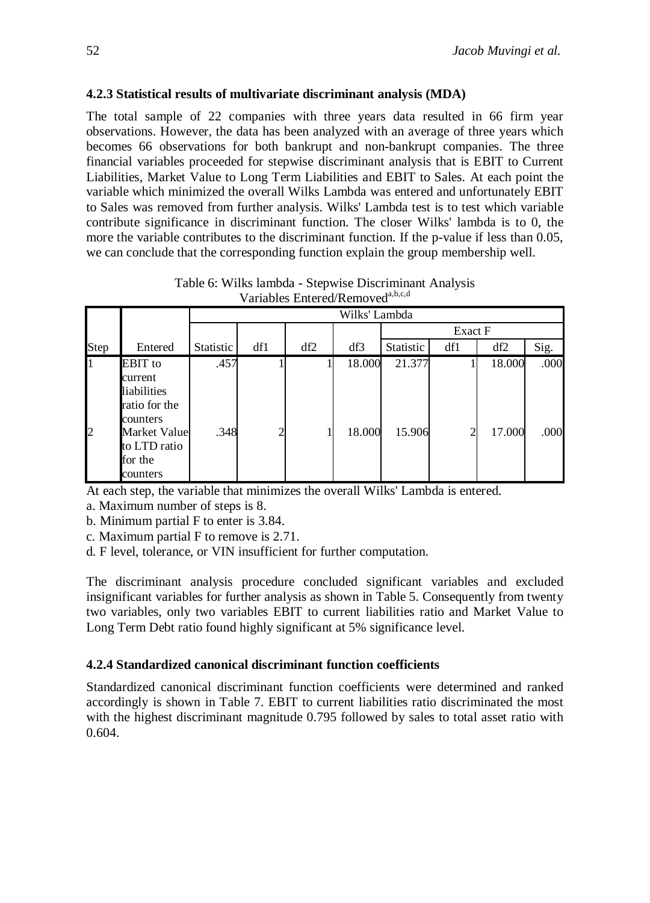### 4.2.3 Statistical results of multivariate discriminant analysis (MDA)

The total sample of 22 companies with three years data resulted in 66 firm year observations. However, the data has been analyzed with an average of three years which becomes 66 observations for both bankrupt and non-bankrupt companies. The three financial variables proceeded for stepwise discriminant analysis that is EBIT to Current Liabilities, Market Value to Long Term Liabilities and EBIT to Sales. At each point the variable which minimized the overall Wilks Lambda was entered and unfortunately EBIT to Sales was removed from further analysis. Wilks' Lambda test is to test which variable contribute significance in discriminant function. The closer Wilks' lambda is to 0, the more the variable contributes to the discriminant function. If the p-value if less than 0.05, we can conclude that the corresponding function explain the group membership well.

Table 6: Wilks lambda - Stepwise Discriminant Analysis
Variables Entered/Removed[a,b,c,d]

| | | Wilks' Lambda | | | | | | | |
|---|---|---|---|---|---|---|---|---|---|
| | | | | | | Exact F | | | |
| Step | Entered | Statistic | df1 | df2 | df3 | Statistic | df1 | df2 | Sig. |
| 1 | EBIT to current liabilities ratio for the counters | .457 | 1 | 1 | 18.000 | 21.377 | 1 | 18.000 | .000 |
| 2 | Market Value to LTD ratio for the counters | .348 | 2 | 1 | 18.000 | 15.906 | 2 | 17.000 | .000 |

At each step, the variable that minimizes the overall Wilks' Lambda is entered.

a. Maximum number of steps is 8.

b. Minimum partial F to enter is 3.84.

c. Maximum partial F to remove is 2.71.

d. F level, tolerance, or VIN insufficient for further computation.

The discriminant analysis procedure concluded significant variables and excluded insignificant variables for further analysis as shown in Table 5. Consequently from twenty two variables, only two variables EBIT to current liabilities ratio and Market Value to Long Term Debt ratio found highly significant at 5% significance level.

### 4.2.4 Standardized canonical discriminant function coefficients

Standardized canonical discriminant function coefficients were determined and ranked accordingly is shown in Table 7. EBIT to current liabilities ratio discriminated the most with the highest discriminant magnitude 0.795 followed by sales to total asset ratio with 0.604.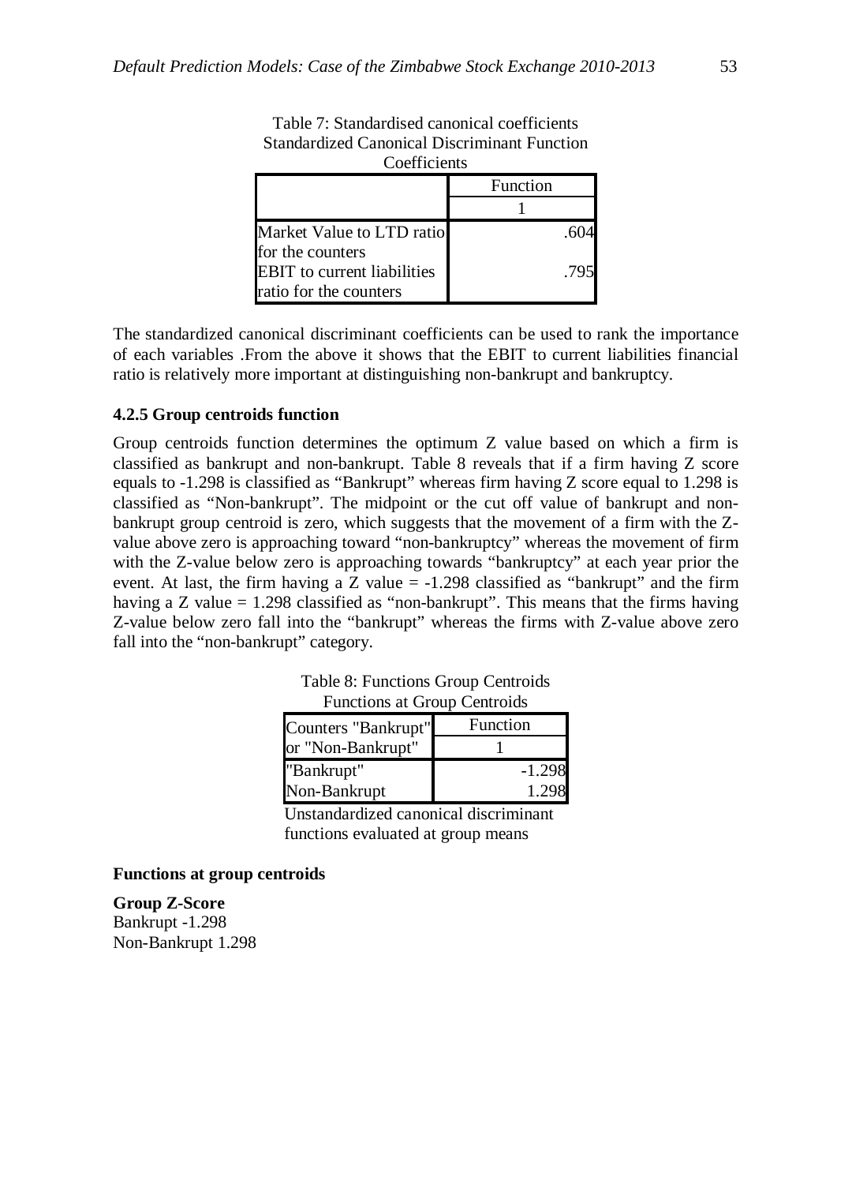Table 7: Standardised canonical coefficients
Standardized Canonical Discriminant Function Coefficients

| | Function |
|---|---|
| | 1 |
| Market Value to LTD ratio for the counters | .604 |
| EBIT to current liabilities ratio for the counters | .795 |

The standardized canonical discriminant coefficients can be used to rank the importance of each variables .From the above it shows that the EBIT to current liabilities financial ratio is relatively more important at distinguishing non-bankrupt and bankruptcy.

#### 4.2.5 Group centroids function

Group centroids function determines the optimum Z value based on which a firm is classified as bankrupt and non-bankrupt. Table 8 reveals that if a firm having Z score equals to -1.298 is classified as "Bankrupt" whereas firm having Z score equal to 1.298 is classified as "Non-bankrupt". The midpoint or the cut off value of bankrupt and non-bankrupt group centroid is zero, which suggests that the movement of a firm with the Z-value above zero is approaching toward "non-bankruptcy" whereas the movement of firm with the Z-value below zero is approaching towards "bankruptcy" at each year prior the event. At last, the firm having a Z value = -1.298 classified as "bankrupt" and the firm having a Z value = 1.298 classified as "non-bankrupt". This means that the firms having Z-value below zero fall into the "bankrupt" whereas the firms with Z-value above zero fall into the "non-bankrupt" category.

Table 8: Functions Group Centroids
Functions at Group Centroids

| Counters "Bankrupt" or "Non-Bankrupt" | Function |
|---|---|
| | 1 |
| "Bankrupt" | -1.298 |
| Non-Bankrupt | 1.298 |

Unstandardized canonical discriminant functions evaluated at group means

**Functions at group centroids**

**Group Z-Score**
Bankrupt -1.298
Non-Bankrupt 1.298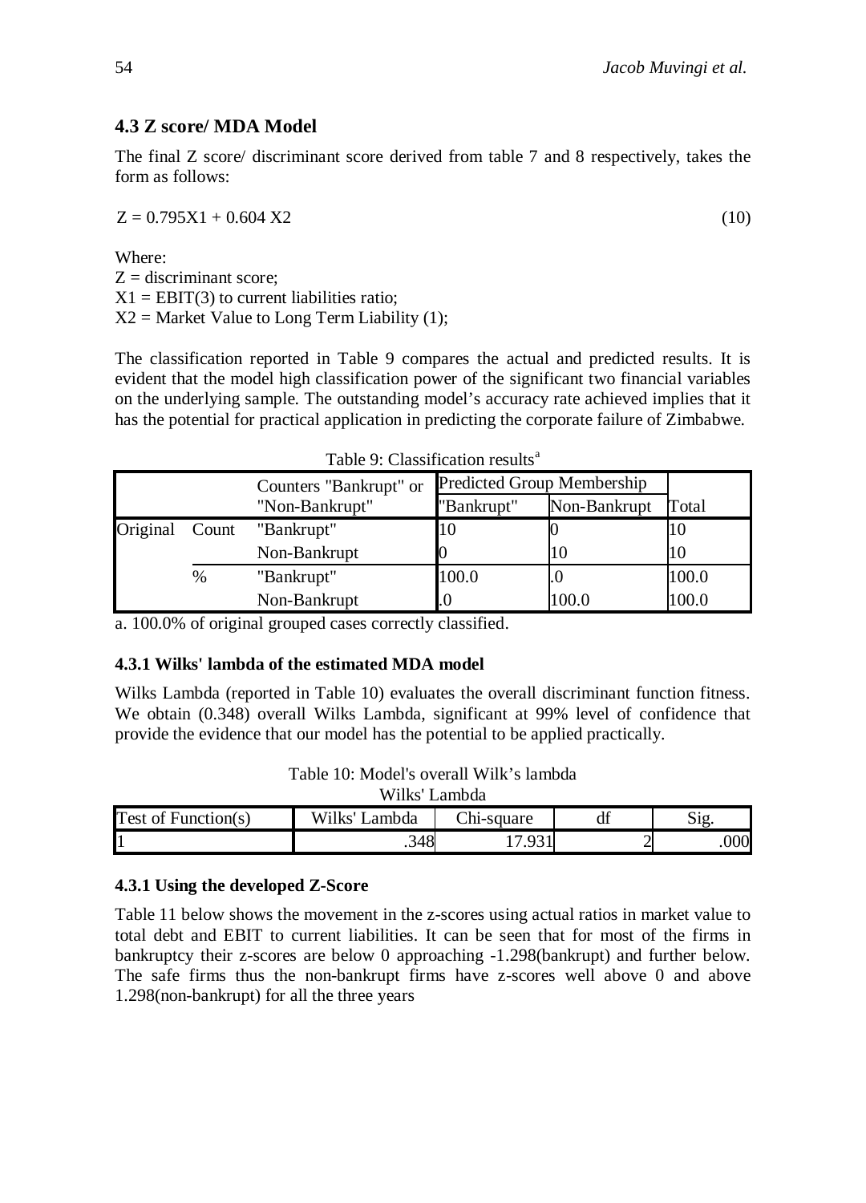## 4.3 Z score/ MDA Model

The final Z score/ discriminant score derived from table 7 and 8 respectively, takes the form as follows:

$$Z = 0.795X1 + 0.604\,X2 \tag{10}$$

Where:
Z = discriminant score;
X1 = EBIT(3) to current liabilities ratio;
X2 = Market Value to Long Term Liability (1);

The classification reported in Table 9 compares the actual and predicted results. It is evident that the model high classification power of the significant two financial variables on the underlying sample. The outstanding model's accuracy rate achieved implies that it has the potential for practical application in predicting the corporate failure of Zimbabwe.

Table 9: Classification results[a]

| | | Counters "Bankrupt" or "Non-Bankrupt" | Predicted Group Membership | | Total |
|---|---|---|---|---|---|
| | | | "Bankrupt" | Non-Bankrupt | |
| Original | Count | "Bankrupt" | 10 | 0 | 10 |
| | | Non-Bankrupt | 0 | 10 | 10 |
| | % | "Bankrupt" | 100.0 | .0 | 100.0 |
| | | Non-Bankrupt | .0 | 100.0 | 100.0 |

a. 100.0% of original grouped cases correctly classified.

### 4.3.1 Wilks' lambda of the estimated MDA model

Wilks Lambda (reported in Table 10) evaluates the overall discriminant function fitness. We obtain (0.348) overall Wilks Lambda, significant at 99% level of confidence that provide the evidence that our model has the potential to be applied practically.

Table 10: Model's overall Wilk's lambda

Wilks' Lambda

| Test of Function(s) | Wilks' Lambda | Chi-square | df | Sig. |
|---|---|---|---|---|
| 1 | .348 | 17.931 | 2 | .000 |

### 4.3.1 Using the developed Z-Score

Table 11 below shows the movement in the z-scores using actual ratios in market value to total debt and EBIT to current liabilities. It can be seen that for most of the firms in bankruptcy their z-scores are below 0 approaching -1.298(bankrupt) and further below. The safe firms thus the non-bankrupt firms have z-scores well above 0 and above 1.298(non-bankrupt) for all the three years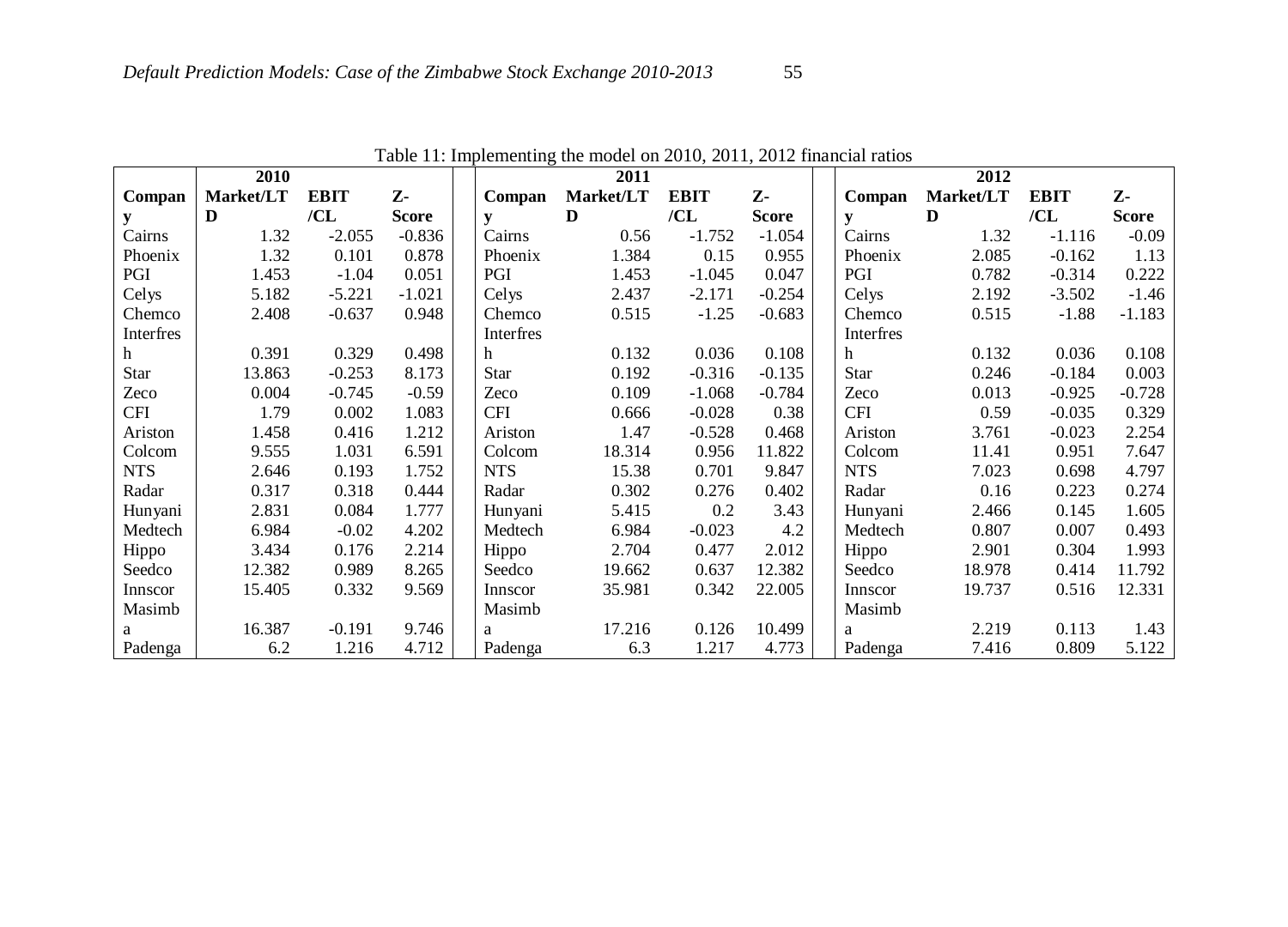Table 11: Implementing the model on 2010, 2011, 2012 financial ratios

| 2010 | | | | | 2011 | | | | | 2012 | | |
|---|---|---|---|---|---|---|---|---|---|---|---|---|
| Company | Market/LTD | EBIT/CL | Z-Score | | Company | Market/LTD | EBIT/CL | Z-Score | | Company | Market/LTD | EBIT/CL | Z-Score |
| Cairns | 1.32 | -2.055 | -0.836 | | Cairns | 0.56 | -1.752 | -1.054 | | Cairns | 1.32 | -1.116 | -0.09 |
| Phoenix | 1.32 | 0.101 | 0.878 | | Phoenix | 1.384 | 0.15 | 0.955 | | Phoenix | 2.085 | -0.162 | 1.13 |
| PGI | 1.453 | -1.04 | 0.051 | | PGI | 1.453 | -1.045 | 0.047 | | PGI | 0.782 | -0.314 | 0.222 |
| Celys | 5.182 | -5.221 | -1.021 | | Celys | 2.437 | -2.171 | -0.254 | | Celys | 2.192 | -3.502 | -1.46 |
| Chemco | 2.408 | -0.637 | 0.948 | | Chemco | 0.515 | -1.25 | -0.683 | | Chemco | 0.515 | -1.88 | -1.183 |
| Interfresh | 0.391 | 0.329 | 0.498 | | Interfresh | 0.132 | 0.036 | 0.108 | | Interfresh | 0.132 | 0.036 | 0.108 |
| Star | 13.863 | -0.253 | 8.173 | | Star | 0.192 | -0.316 | -0.135 | | Star | 0.246 | -0.184 | 0.003 |
| Zeco | 0.004 | -0.745 | -0.59 | | Zeco | 0.109 | -1.068 | -0.784 | | Zeco | 0.013 | -0.925 | -0.728 |
| CFI | 1.79 | 0.002 | 1.083 | | CFI | 0.666 | -0.028 | 0.38 | | CFI | 0.59 | -0.035 | 0.329 |
| Ariston | 1.458 | 0.416 | 1.212 | | Ariston | 1.47 | -0.528 | 0.468 | | Ariston | 3.761 | -0.023 | 2.254 |
| Colcom | 9.555 | 1.031 | 6.591 | | Colcom | 18.314 | 0.956 | 11.822 | | Colcom | 11.41 | 0.951 | 7.647 |
| NTS | 2.646 | 0.193 | 1.752 | | NTS | 15.38 | 0.701 | 9.847 | | NTS | 7.023 | 0.698 | 4.797 |
| Radar | 0.317 | 0.318 | 0.444 | | Radar | 0.302 | 0.276 | 0.402 | | Radar | 0.16 | 0.223 | 0.274 |
| Hunyani | 2.831 | 0.084 | 1.777 | | Hunyani | 5.415 | 0.2 | 3.43 | | Hunyani | 2.466 | 0.145 | 1.605 |
| Medtech | 6.984 | -0.02 | 4.202 | | Medtech | 6.984 | -0.023 | 4.2 | | Medtech | 0.807 | 0.007 | 0.493 |
| Hippo | 3.434 | 0.176 | 2.214 | | Hippo | 2.704 | 0.477 | 2.012 | | Hippo | 2.901 | 0.304 | 1.993 |
| Seedco | 12.382 | 0.989 | 8.265 | | Seedco | 19.662 | 0.637 | 12.382 | | Seedco | 18.978 | 0.414 | 11.792 |
| Innscor | 15.405 | 0.332 | 9.569 | | Innscor | 35.981 | 0.342 | 22.005 | | Innscor | 19.737 | 0.516 | 12.331 |
| Masimba | 16.387 | -0.191 | 9.746 | | Masimba | 17.216 | 0.126 | 10.499 | | Masimba | 2.219 | 0.113 | 1.43 |
| Padenga | 6.2 | 1.216 | 4.712 | | Padenga | 6.3 | 1.217 | 4.773 | | Padenga | 7.416 | 0.809 | 5.122 |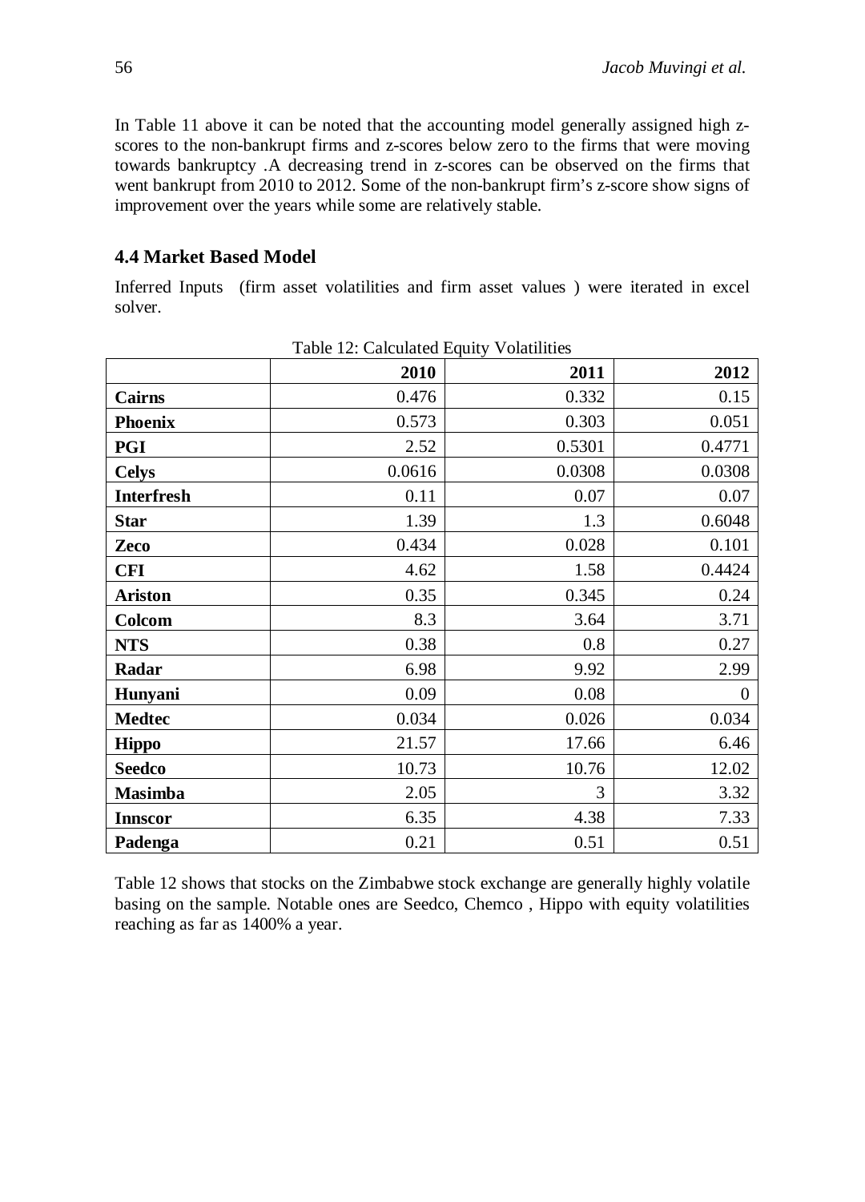In Table 11 above it can be noted that the accounting model generally assigned high z-scores to the non-bankrupt firms and z-scores below zero to the firms that were moving towards bankruptcy .A decreasing trend in z-scores can be observed on the firms that went bankrupt from 2010 to 2012. Some of the non-bankrupt firm's z-score show signs of improvement over the years while some are relatively stable.

### 4.4 Market Based Model

Inferred Inputs (firm asset volatilities and firm asset values ) were iterated in excel solver.

Table 12: Calculated Equity Volatilities

| | 2010 | 2011 | 2012 |
|---|---|---|---|
| **Cairns** | 0.476 | 0.332 | 0.15 |
| **Phoenix** | 0.573 | 0.303 | 0.051 |
| **PGI** | 2.52 | 0.5301 | 0.4771 |
| **Celys** | 0.0616 | 0.0308 | 0.0308 |
| **Interfresh** | 0.11 | 0.07 | 0.07 |
| **Star** | 1.39 | 1.3 | 0.6048 |
| **Zeco** | 0.434 | 0.028 | 0.101 |
| **CFI** | 4.62 | 1.58 | 0.4424 |
| **Ariston** | 0.35 | 0.345 | 0.24 |
| **Colcom** | 8.3 | 3.64 | 3.71 |
| **NTS** | 0.38 | 0.8 | 0.27 |
| **Radar** | 6.98 | 9.92 | 2.99 |
| **Hunyani** | 0.09 | 0.08 | 0 |
| **Medtec** | 0.034 | 0.026 | 0.034 |
| **Hippo** | 21.57 | 17.66 | 6.46 |
| **Seedco** | 10.73 | 10.76 | 12.02 |
| **Masimba** | 2.05 | 3 | 3.32 |
| **Innscor** | 6.35 | 4.38 | 7.33 |
| **Padenga** | 0.21 | 0.51 | 0.51 |

Table 12 shows that stocks on the Zimbabwe stock exchange are generally highly volatile basing on the sample. Notable ones are Seedco, Chemco , Hippo with equity volatilities reaching as far as 1400% a year.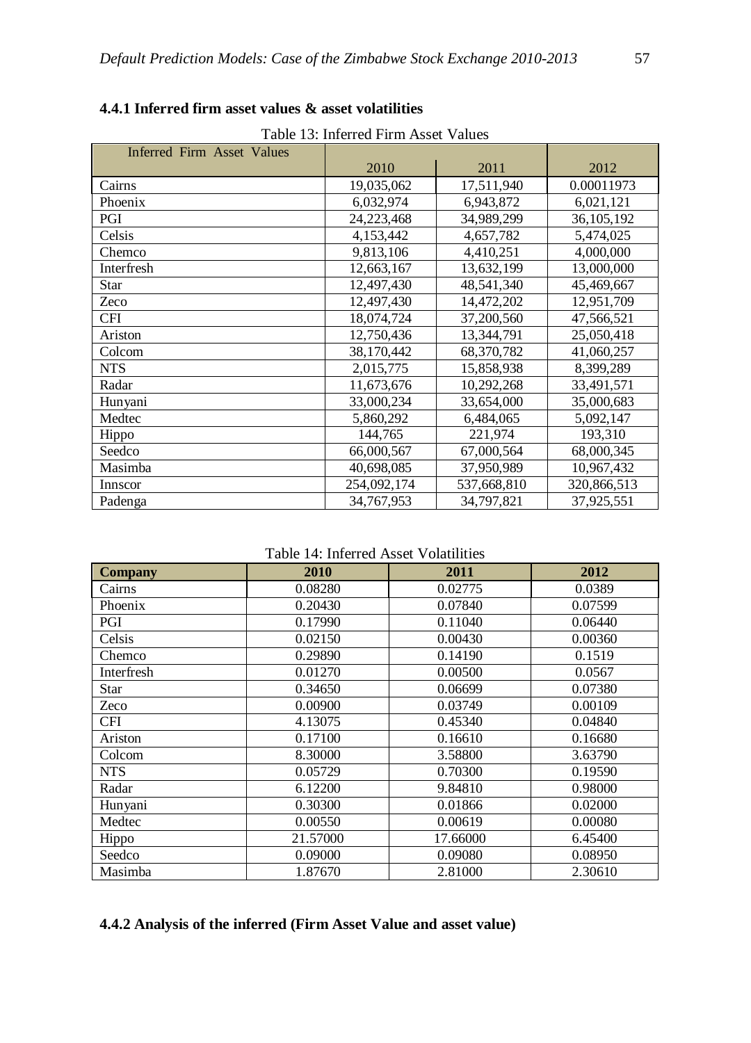### 4.4.1 Inferred firm asset values & asset volatilities

Table 13: Inferred Firm Asset Values

| Inferred Firm Asset Values | 2010 | 2011 | 2012 |
|---|---|---|---|
| Cairns | 19,035,062 | 17,511,940 | 0.00011973 |
| Phoenix | 6,032,974 | 6,943,872 | 6,021,121 |
| PGI | 24,223,468 | 34,989,299 | 36,105,192 |
| Celsis | 4,153,442 | 4,657,782 | 5,474,025 |
| Chemco | 9,813,106 | 4,410,251 | 4,000,000 |
| Interfresh | 12,663,167 | 13,632,199 | 13,000,000 |
| Star | 12,497,430 | 48,541,340 | 45,469,667 |
| Zeco | 12,497,430 | 14,472,202 | 12,951,709 |
| CFI | 18,074,724 | 37,200,560 | 47,566,521 |
| Ariston | 12,750,436 | 13,344,791 | 25,050,418 |
| Colcom | 38,170,442 | 68,370,782 | 41,060,257 |
| NTS | 2,015,775 | 15,858,938 | 8,399,289 |
| Radar | 11,673,676 | 10,292,268 | 33,491,571 |
| Hunyani | 33,000,234 | 33,654,000 | 35,000,683 |
| Medtec | 5,860,292 | 6,484,065 | 5,092,147 |
| Hippo | 144,765 | 221,974 | 193,310 |
| Seedco | 66,000,567 | 67,000,564 | 68,000,345 |
| Masimba | 40,698,085 | 37,950,989 | 10,967,432 |
| Innscor | 254,092,174 | 537,668,810 | 320,866,513 |
| Padenga | 34,767,953 | 34,797,821 | 37,925,551 |

Table 14: Inferred Asset Volatilities

| Company | 2010 | 2011 | 2012 |
|---|---|---|---|
| Cairns | 0.08280 | 0.02775 | 0.0389 |
| Phoenix | 0.20430 | 0.07840 | 0.07599 |
| PGI | 0.17990 | 0.11040 | 0.06440 |
| Celsis | 0.02150 | 0.00430 | 0.00360 |
| Chemco | 0.29890 | 0.14190 | 0.1519 |
| Interfresh | 0.01270 | 0.00500 | 0.0567 |
| Star | 0.34650 | 0.06699 | 0.07380 |
| Zeco | 0.00900 | 0.03749 | 0.00109 |
| CFI | 4.13075 | 0.45340 | 0.04840 |
| Ariston | 0.17100 | 0.16610 | 0.16680 |
| Colcom | 8.30000 | 3.58800 | 3.63790 |
| NTS | 0.05729 | 0.70300 | 0.19590 |
| Radar | 6.12200 | 9.84810 | 0.98000 |
| Hunyani | 0.30300 | 0.01866 | 0.02000 |
| Medtec | 0.00550 | 0.00619 | 0.00080 |
| Hippo | 21.57000 | 17.66000 | 6.45400 |
| Seedco | 0.09000 | 0.09080 | 0.08950 |
| Masimba | 1.87670 | 2.81000 | 2.30610 |

### 4.4.2 Analysis of the inferred (Firm Asset Value and asset value)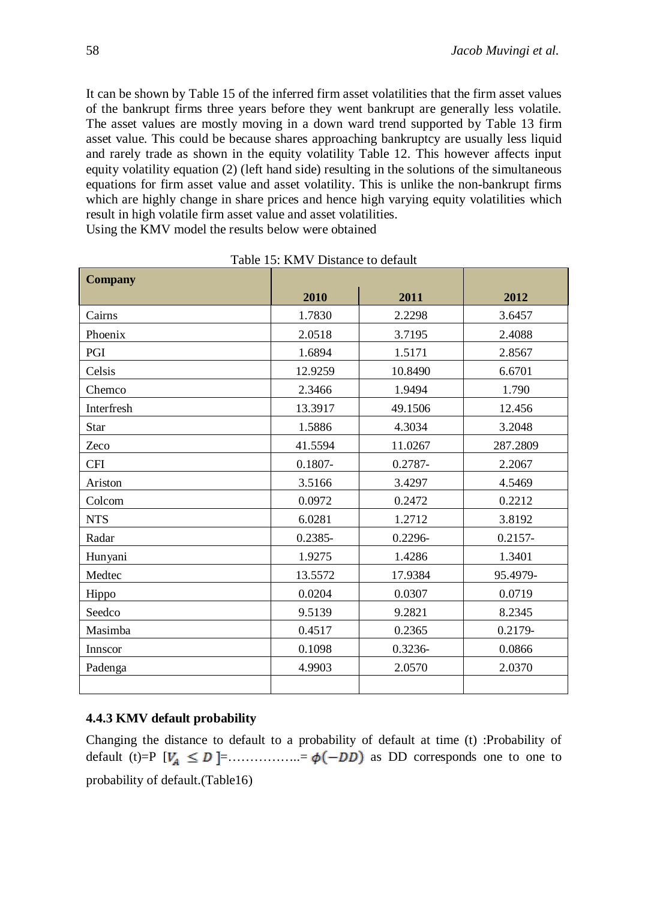It can be shown by Table 15 of the inferred firm asset volatilities that the firm asset values of the bankrupt firms three years before they went bankrupt are generally less volatile. The asset values are mostly moving in a down ward trend supported by Table 13 firm asset value. This could be because shares approaching bankruptcy are usually less liquid and rarely trade as shown in the equity volatility Table 12. This however affects input equity volatility equation (2) (left hand side) resulting in the solutions of the simultaneous equations for firm asset value and asset volatility. This is unlike the non-bankrupt firms which are highly change in share prices and hence high varying equity volatilities which result in high volatile firm asset value and asset volatilities.
Using the KMV model the results below were obtained

Table 15: KMV Distance to default

| **Company** | 2010 | 2011 | 2012 |
|---|---|---|---|
| Cairns | 1.7830 | 2.2298 | 3.6457 |
| Phoenix | 2.0518 | 3.7195 | 2.4088 |
| PGI | 1.6894 | 1.5171 | 2.8567 |
| Celsis | 12.9259 | 10.8490 | 6.6701 |
| Chemco | 2.3466 | 1.9494 | 1.790 |
| Interfresh | 13.3917 | 49.1506 | 12.456 |
| Star | 1.5886 | 4.3034 | 3.2048 |
| Zeco | 41.5594 | 11.0267 | 287.2809 |
| CFI | 0.1807- | 0.2787- | 2.2067 |
| Ariston | 3.5166 | 3.4297 | 4.5469 |
| Colcom | 0.0972 | 0.2472 | 0.2212 |
| NTS | 6.0281 | 1.2712 | 3.8192 |
| Radar | 0.2385- | 0.2296- | 0.2157- |
| Hunyani | 1.9275 | 1.4286 | 1.3401 |
| Medtec | 13.5572 | 17.9384 | 95.4979- |
| Hippo | 0.0204 | 0.0307 | 0.0719 |
| Seedco | 9.5139 | 9.2821 | 8.2345 |
| Masimba | 0.4517 | 0.2365 | 0.2179- |
| Innscor | 0.1098 | 0.3236- | 0.0866 |
| Padenga | 4.9903 | 2.0570 | 2.0370 |
| | | | |

### 4.4.3 KMV default probability

Changing the distance to default to a probability of default at time (t) :Probability of default (t)=P $[V_A \leq D]$=……………..= $\phi(-DD)$ as DD corresponds one to one to probability of default.(Table16)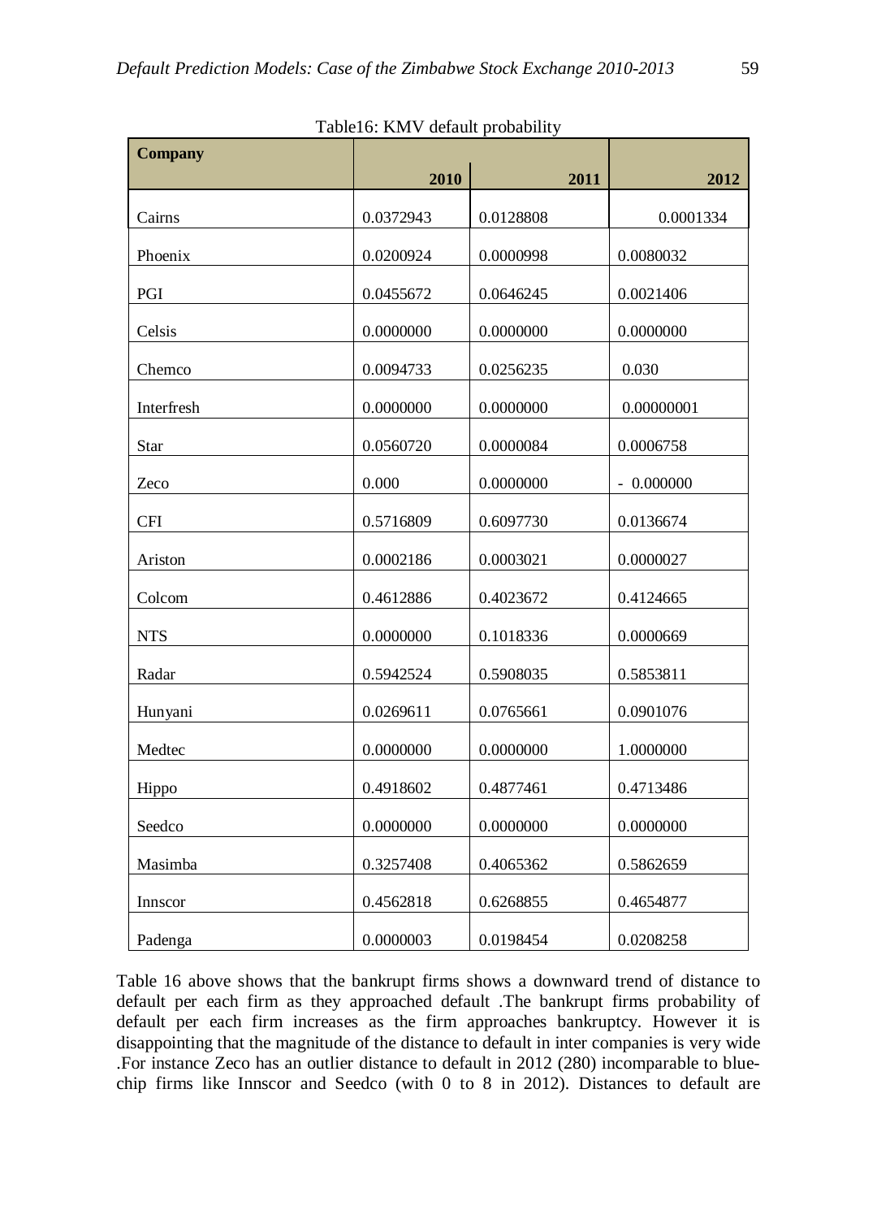Table16: KMV default probability

| Company | 2010 | 2011 | 2012 |
|---|---|---|---|
| Cairns | 0.0372943 | 0.0128808 | 0.0001334 |
| Phoenix | 0.0200924 | 0.0000998 | 0.0080032 |
| PGI | 0.0455672 | 0.0646245 | 0.0021406 |
| Celsis | 0.0000000 | 0.0000000 | 0.0000000 |
| Chemco | 0.0094733 | 0.0256235 | 0.030 |
| Interfresh | 0.0000000 | 0.0000000 | 0.00000001 |
| Star | 0.0560720 | 0.0000084 | 0.0006758 |
| Zeco | 0.000 | 0.0000000 | - 0.000000 |
| CFI | 0.5716809 | 0.6097730 | 0.0136674 |
| Ariston | 0.0002186 | 0.0003021 | 0.0000027 |
| Colcom | 0.4612886 | 0.4023672 | 0.4124665 |
| NTS | 0.0000000 | 0.1018336 | 0.0000669 |
| Radar | 0.5942524 | 0.5908035 | 0.5853811 |
| Hunyani | 0.0269611 | 0.0765661 | 0.0901076 |
| Medtec | 0.0000000 | 0.0000000 | 1.0000000 |
| Hippo | 0.4918602 | 0.4877461 | 0.4713486 |
| Seedco | 0.0000000 | 0.0000000 | 0.0000000 |
| Masimba | 0.3257408 | 0.4065362 | 0.5862659 |
| Innscor | 0.4562818 | 0.6268855 | 0.4654877 |
| Padenga | 0.0000003 | 0.0198454 | 0.0208258 |

Table 16 above shows that the bankrupt firms shows a downward trend of distance to default per each firm as they approached default .The bankrupt firms probability of default per each firm increases as the firm approaches bankruptcy. However it is disappointing that the magnitude of the distance to default in inter companies is very wide .For instance Zeco has an outlier distance to default in 2012 (280) incomparable to blue-chip firms like Innscor and Seedco (with 0 to 8 in 2012). Distances to default are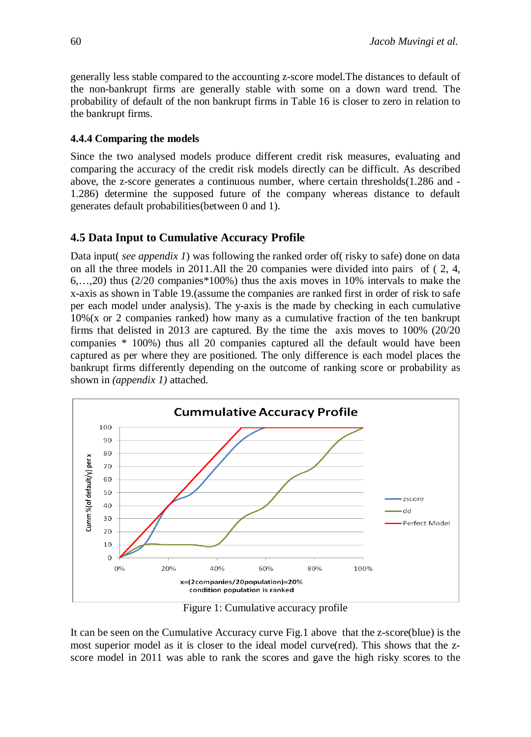generally less stable compared to the accounting z-score model.The distances to default of the non-bankrupt firms are generally stable with some on a down ward trend. The probability of default of the non bankrupt firms in Table 16 is closer to zero in relation to the bankrupt firms.

### 4.4.4 Comparing the models

Since the two analysed models produce different credit risk measures, evaluating and comparing the accuracy of the credit risk models directly can be difficult. As described above, the z-score generates a continuous number, where certain thresholds(1.286 and -1.286) determine the supposed future of the company whereas distance to default generates default probabilities(between 0 and 1).

## 4.5 Data Input to Cumulative Accuracy Profile

Data input( *see appendix 1*) was following the ranked order of( risky to safe) done on data on all the three models in 2011.All the 20 companies were divided into pairs of ( 2, 4, 6,…,20) thus (2/20 companies*100%) thus the axis moves in 10% intervals to make the x-axis as shown in Table 19.(assume the companies are ranked first in order of risk to safe per each model under analysis). The y-axis is the made by checking in each cumulative 10%(x or 2 companies ranked) how many as a cumulative fraction of the ten bankrupt firms that delisted in 2013 are captured. By the time the axis moves to 100% (20/20 companies * 100%) thus all 20 companies captured all the default would have been captured as per where they are positioned. The only difference is each model places the bankrupt firms differently depending on the outcome of ranking score or probability as shown in *(appendix 1)* attached.

Cummulative Accuracy Profile

Cumm %(of default/y) per x

100
90
80
70
60
50
40
30
20
10
0

0% 20% 40% 60% 80% 100%

x=(2companies/20population)=20%
condition population is ranked

zscore
dd
Perfect Model

Figure 1: Cumulative accuracy profile

It can be seen on the Cumulative Accuracy curve Fig.1 above that the z-score(blue) is the most superior model as it is closer to the ideal model curve(red). This shows that the z-score model in 2011 was able to rank the scores and gave the high risky scores to the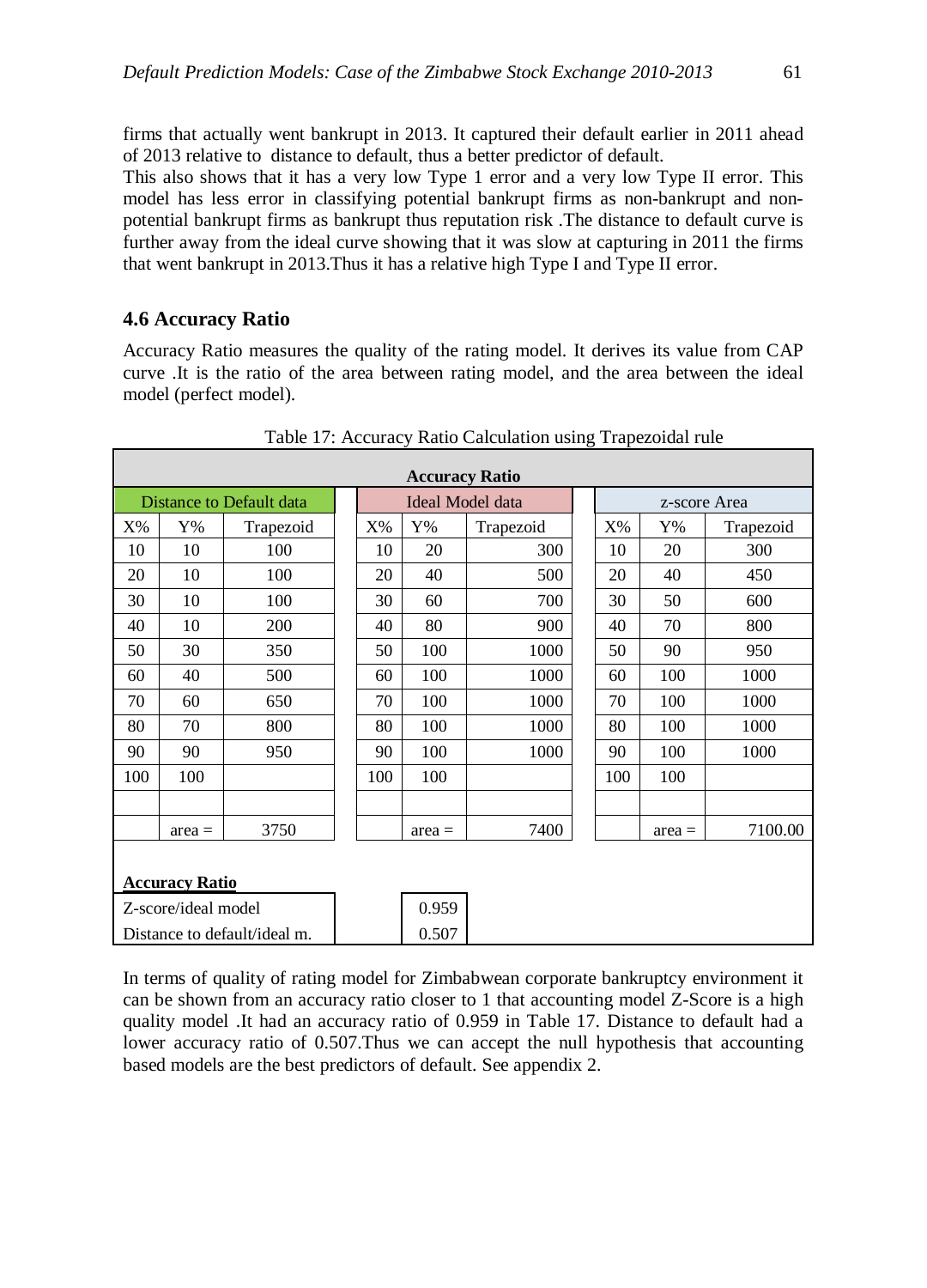firms that actually went bankrupt in 2013. It captured their default earlier in 2011 ahead of 2013 relative to distance to default, thus a better predictor of default.
This also shows that it has a very low Type 1 error and a very low Type II error. This model has less error in classifying potential bankrupt firms as non-bankrupt and non-potential bankrupt firms as bankrupt thus reputation risk .The distance to default curve is further away from the ideal curve showing that it was slow at capturing in 2011 the firms that went bankrupt in 2013.Thus it has a relative high Type I and Type II error.

### 4.6 Accuracy Ratio

Accuracy Ratio measures the quality of the rating model. It derives its value from CAP curve .It is the ratio of the area between rating model, and the area between the ideal model (perfect model).

Table 17: Accuracy Ratio Calculation using Trapezoidal rule

| Accuracy Ratio | | | | | | | | | | |
|---|---|---|---|---|---|---|---|---|---|---|
| Distance to Default data | | | | Ideal Model data | | | | z-score Area | | |
| X% | Y% | Trapezoid | | X% | Y% | Trapezoid | | X% | Y% | Trapezoid |
| 10 | 10 | 100 | | 10 | 20 | 300 | | 10 | 20 | 300 |
| 20 | 10 | 100 | | 20 | 40 | 500 | | 20 | 40 | 450 |
| 30 | 10 | 100 | | 30 | 60 | 700 | | 30 | 50 | 600 |
| 40 | 10 | 200 | | 40 | 80 | 900 | | 40 | 70 | 800 |
| 50 | 30 | 350 | | 50 | 100 | 1000 | | 50 | 90 | 950 |
| 60 | 40 | 500 | | 60 | 100 | 1000 | | 60 | 100 | 1000 |
| 70 | 60 | 650 | | 70 | 100 | 1000 | | 70 | 100 | 1000 |
| 80 | 70 | 800 | | 80 | 100 | 1000 | | 80 | 100 | 1000 |
| 90 | 90 | 950 | | 90 | 100 | 1000 | | 90 | 100 | 1000 |
| 100 | 100 | | | 100 | 100 | | | 100 | 100 | |
| | | | | | | | | | | |
| | area = | 3750 | | | area = | 7400 | | | area = | 7100.00 |

**Accuracy Ratio**

| | |
|---|---|
| Z-score/ideal model | 0.959 |
| Distance to default/ideal m. | 0.507 |

In terms of quality of rating model for Zimbabwean corporate bankruptcy environment it can be shown from an accuracy ratio closer to 1 that accounting model Z-Score is a high quality model .It had an accuracy ratio of 0.959 in Table 17. Distance to default had a lower accuracy ratio of 0.507.Thus we can accept the null hypothesis that accounting based models are the best predictors of default. See appendix 2.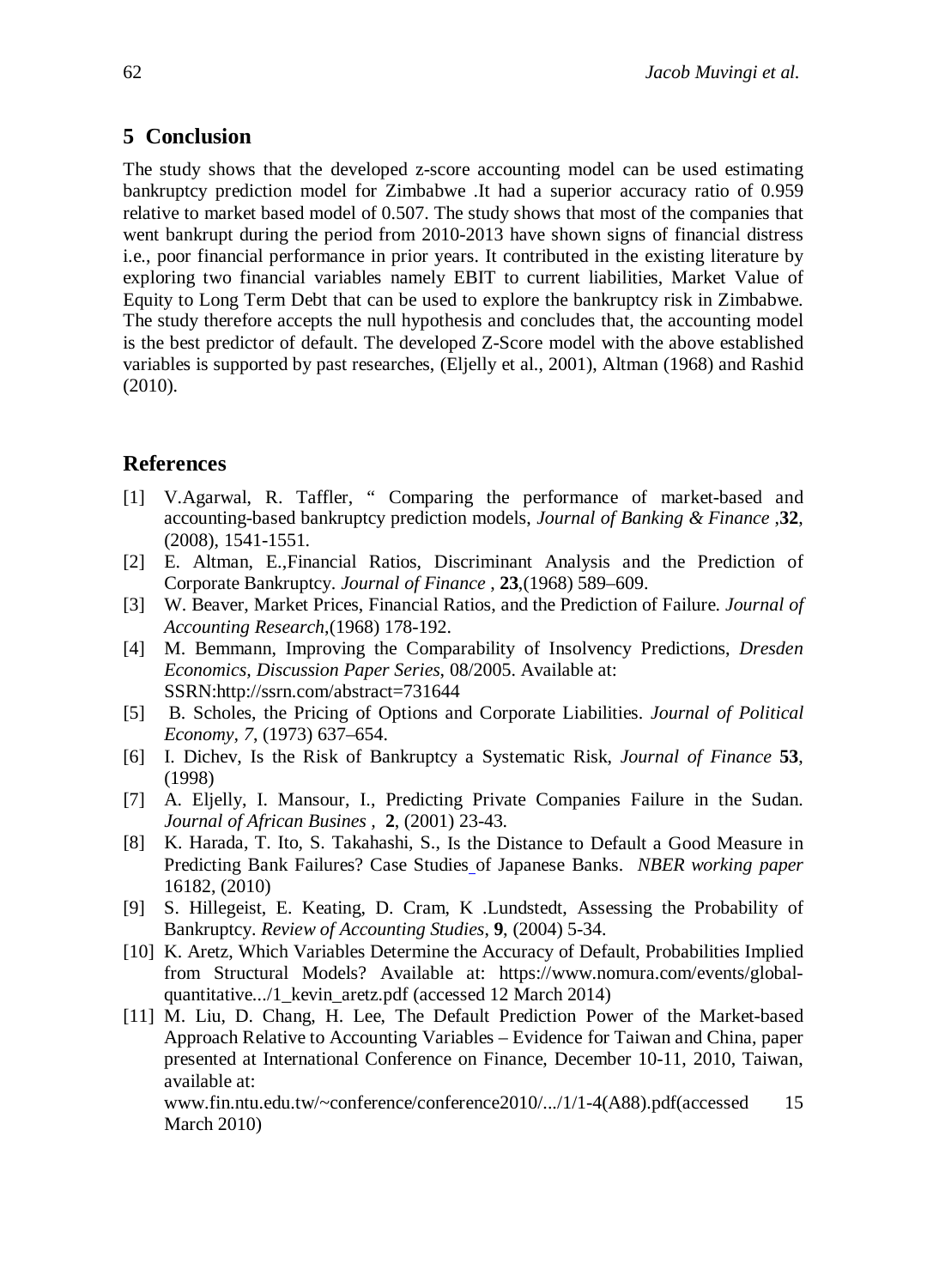## 5 Conclusion

The study shows that the developed z-score accounting model can be used estimating bankruptcy prediction model for Zimbabwe .It had a superior accuracy ratio of 0.959 relative to market based model of 0.507. The study shows that most of the companies that went bankrupt during the period from 2010-2013 have shown signs of financial distress i.e., poor financial performance in prior years. It contributed in the existing literature by exploring two financial variables namely EBIT to current liabilities, Market Value of Equity to Long Term Debt that can be used to explore the bankruptcy risk in Zimbabwe. The study therefore accepts the null hypothesis and concludes that, the accounting model is the best predictor of default. The developed Z-Score model with the above established variables is supported by past researches, (Eljelly et al., 2001), Altman (1968) and Rashid (2010).

## References

[1] V.Agarwal, R. Taffler, " Comparing the performance of market-based and accounting-based bankruptcy prediction models, *Journal of Banking & Finance* ,**32**, (2008), 1541-1551.

[2] E. Altman, E.,Financial Ratios, Discriminant Analysis and the Prediction of Corporate Bankruptcy. *Journal of Finance* , **23**,(1968) 589–609.

[3] W. Beaver, Market Prices, Financial Ratios, and the Prediction of Failure. *Journal of Accounting Research*,(1968) 178-192.

[4] M. Bemmann, Improving the Comparability of Insolvency Predictions, *Dresden Economics, Discussion Paper Series*, 08/2005. Available at: SSRN:http://ssrn.com/abstract=731644

[5] B. Scholes, the Pricing of Options and Corporate Liabilities. *Journal of Political Economy, 7*, (1973) 637–654.

[6] I. Dichev, Is the Risk of Bankruptcy a Systematic Risk, *Journal of Finance* **53**, (1998)

[7] A. Eljelly, I. Mansour, I., Predicting Private Companies Failure in the Sudan. *Journal of African Busines* , **2**, (2001) 23-43.

[8] K. Harada, T. Ito, S. Takahashi, S., Is the Distance to Default a Good Measure in Predicting Bank Failures? Case Studies of Japanese Banks. *NBER working paper* 16182, (2010)

[9] S. Hillegeist, E. Keating, D. Cram, K .Lundstedt, Assessing the Probability of Bankruptcy. *Review of Accounting Studies*, **9**, (2004) 5-34.

[10] K. Aretz, Which Variables Determine the Accuracy of Default, Probabilities Implied from Structural Models? Available at: https://www.nomura.com/events/global-quantitative.../1_kevin_aretz.pdf (accessed 12 March 2014)

[11] M. Liu, D. Chang, H. Lee, The Default Prediction Power of the Market-based Approach Relative to Accounting Variables – Evidence for Taiwan and China, paper presented at International Conference on Finance, December 10-11, 2010, Taiwan, available at: www.fin.ntu.edu.tw/~conference/conference2010/.../1/1-4(A88).pdf(accessed 15 March 2010)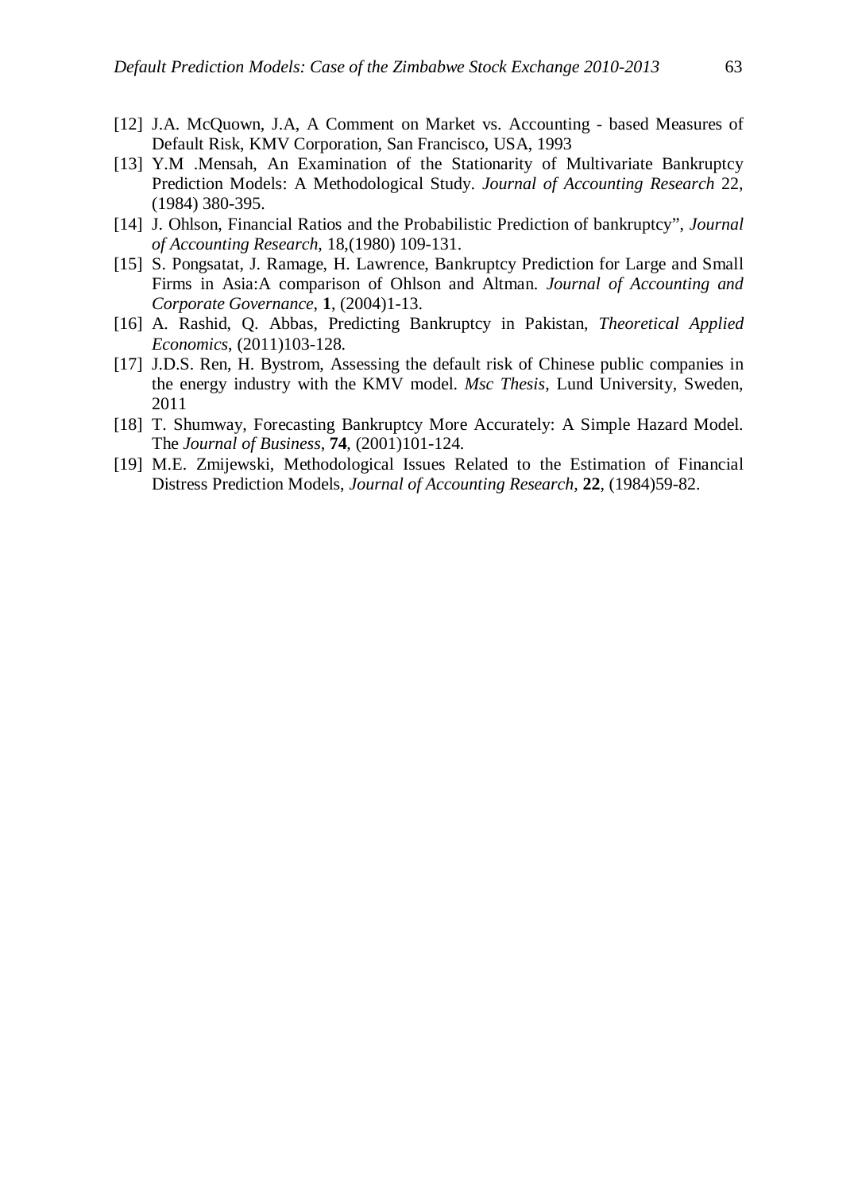[12] J.A. McQuown, J.A, A Comment on Market vs. Accounting - based Measures of Default Risk, KMV Corporation, San Francisco, USA, 1993

[13] Y.M .Mensah, An Examination of the Stationarity of Multivariate Bankruptcy Prediction Models: A Methodological Study. *Journal of Accounting Research* 22, (1984) 380-395.

[14] J. Ohlson, Financial Ratios and the Probabilistic Prediction of bankruptcy", *Journal of Accounting Research*, 18,(1980) 109-131.

[15] S. Pongsatat, J. Ramage, H. Lawrence, Bankruptcy Prediction for Large and Small Firms in Asia:A comparison of Ohlson and Altman. *Journal of Accounting and Corporate Governance*, **1**, (2004)1-13.

[16] A. Rashid, Q. Abbas, Predicting Bankruptcy in Pakistan, *Theoretical Applied Economics*, (2011)103-128.

[17] J.D.S. Ren, H. Bystrom, Assessing the default risk of Chinese public companies in the energy industry with the KMV model. *Msc Thesis*, Lund University, Sweden, 2011

[18] T. Shumway, Forecasting Bankruptcy More Accurately: A Simple Hazard Model. The *Journal of Business*, **74**, (2001)101-124.

[19] M.E. Zmijewski, Methodological Issues Related to the Estimation of Financial Distress Prediction Models, *Journal of Accounting Research*, **22**, (1984)59-82.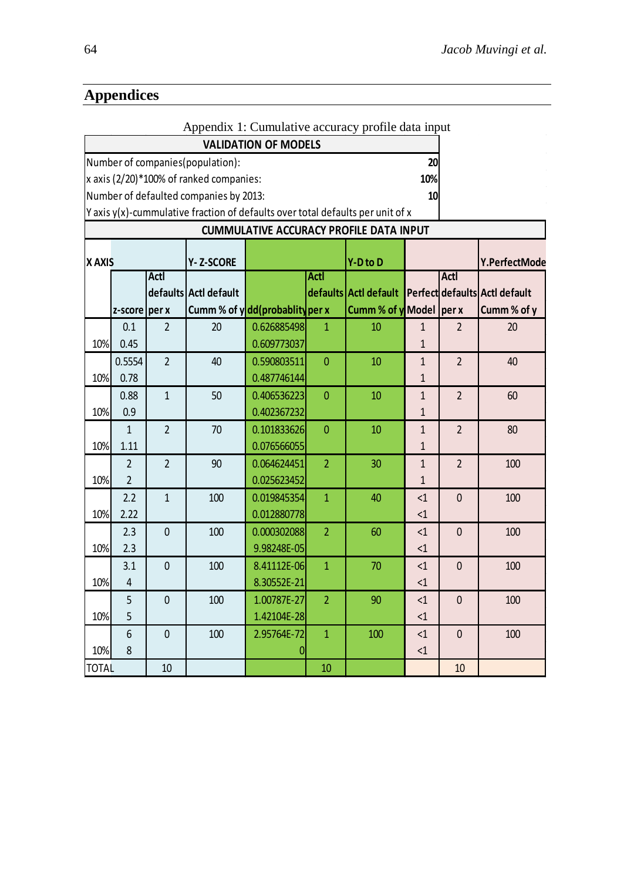## Appendices

Appendix 1: Cumulative accuracy profile data input

| VALIDATION OF MODELS | |
|---|---|
| Number of companies(population): | 20 |
| x axis (2/20)*100% of ranked companies: | 10% |
| Number of defaulted companies by 2013: | 10 |
| Y axis y(x)-cummulative fraction of defaults over total defaults per unit of x | |

| CUMMULATIVE ACCURACY PROFILE DATA INPUT | | | | | | | | | |
|---|---|---|---|---|---|---|---|---|---|
| X AXIS | | | Y- Z-SCORE | | | Y-D to D | | | Y.PerfectMode |
| | z-score | Actl defaults per x | Actl default Cumm % of y | dd(probablity | Actl defaults per x | Actl default Cumm % of y | Perfect Model | Actl defaults per x | Actl default Cumm % of y |
| | 0.1 | 2 | 20 | 0.626885498 | 1 | 10 | 1 | 2 | 20 |
| 10% | 0.45 | | | 0.609773037 | | | 1 | | |
| | 0.5554 | 2 | 40 | 0.590803511 | 0 | 10 | 1 | 2 | 40 |
| 10% | 0.78 | | | 0.487746144 | | | 1 | | |
| | 0.88 | 1 | 50 | 0.406536223 | 0 | 10 | 1 | 2 | 60 |
| 10% | 0.9 | | | 0.402367232 | | | 1 | | |
| | 1 | 2 | 70 | 0.101833626 | 0 | 10 | 1 | 2 | 80 |
| 10% | 1.11 | | | 0.076566055 | | | 1 | | |
| | 2 | 2 | 90 | 0.064624451 | 2 | 30 | 1 | 2 | 100 |
| 10% | 2 | | | 0.025623452 | | | 1 | | |
| | 2.2 | 1 | 100 | 0.019845354 | 1 | 40 | <1 | 0 | 100 |
| 10% | 2.22 | | | 0.012880778 | | | <1 | | |
| | 2.3 | 0 | 100 | 0.000302088 | 2 | 60 | <1 | 0 | 100 |
| 10% | 2.3 | | | 9.98248E-05 | | | <1 | | |
| | 3.1 | 0 | 100 | 8.41112E-06 | 1 | 70 | <1 | 0 | 100 |
| 10% | 4 | | | 8.30552E-21 | | | <1 | | |
| | 5 | 0 | 100 | 1.00787E-27 | 2 | 90 | <1 | 0 | 100 |
| 10% | 5 | | | 1.42104E-28 | | | <1 | | |
| | 6 | 0 | 100 | 2.95764E-72 | 1 | 100 | <1 | 0 | 100 |
| 10% | 8 | | | 0 | | | <1 | | |
| TOTAL | | 10 | | | 10 | | | 10 | |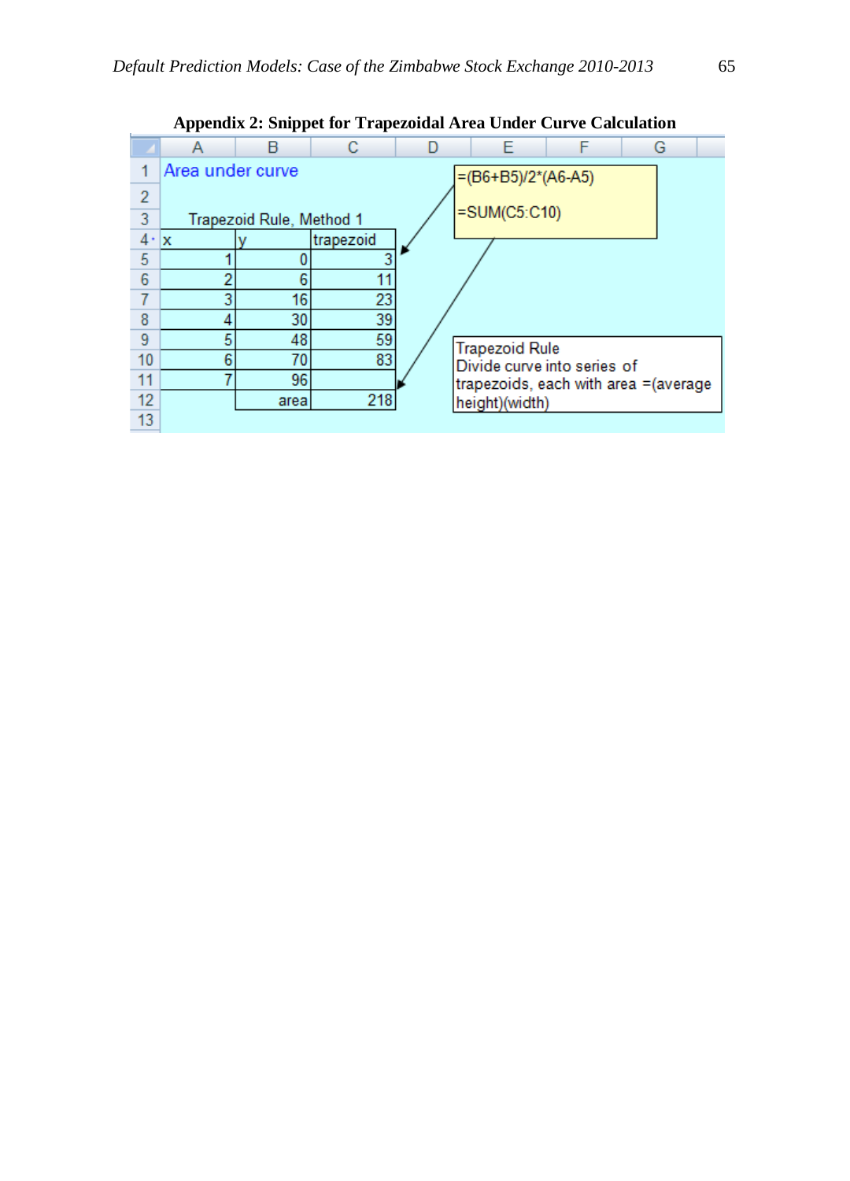**Appendix 2: Snippet for Trapezoidal Area Under Curve Calculation**

Area under curve

Trapezoid Rule, Method 1

| x | y | trapezoid |
|---|---|---|
| 1 | 0 | 3 |
| 2 | 6 | 11 |
| 3 | 16 | 23 |
| 4 | 30 | 39 |
| 5 | 48 | 59 |
| 6 | 70 | 83 |
| 7 | 96 | |
| | area | 218 |

=(B6+B5)/2*(A6-A5)

=SUM(C5:C10)

Trapezoid Rule
Divide curve into series of trapezoids, each with area =(average height)(width)